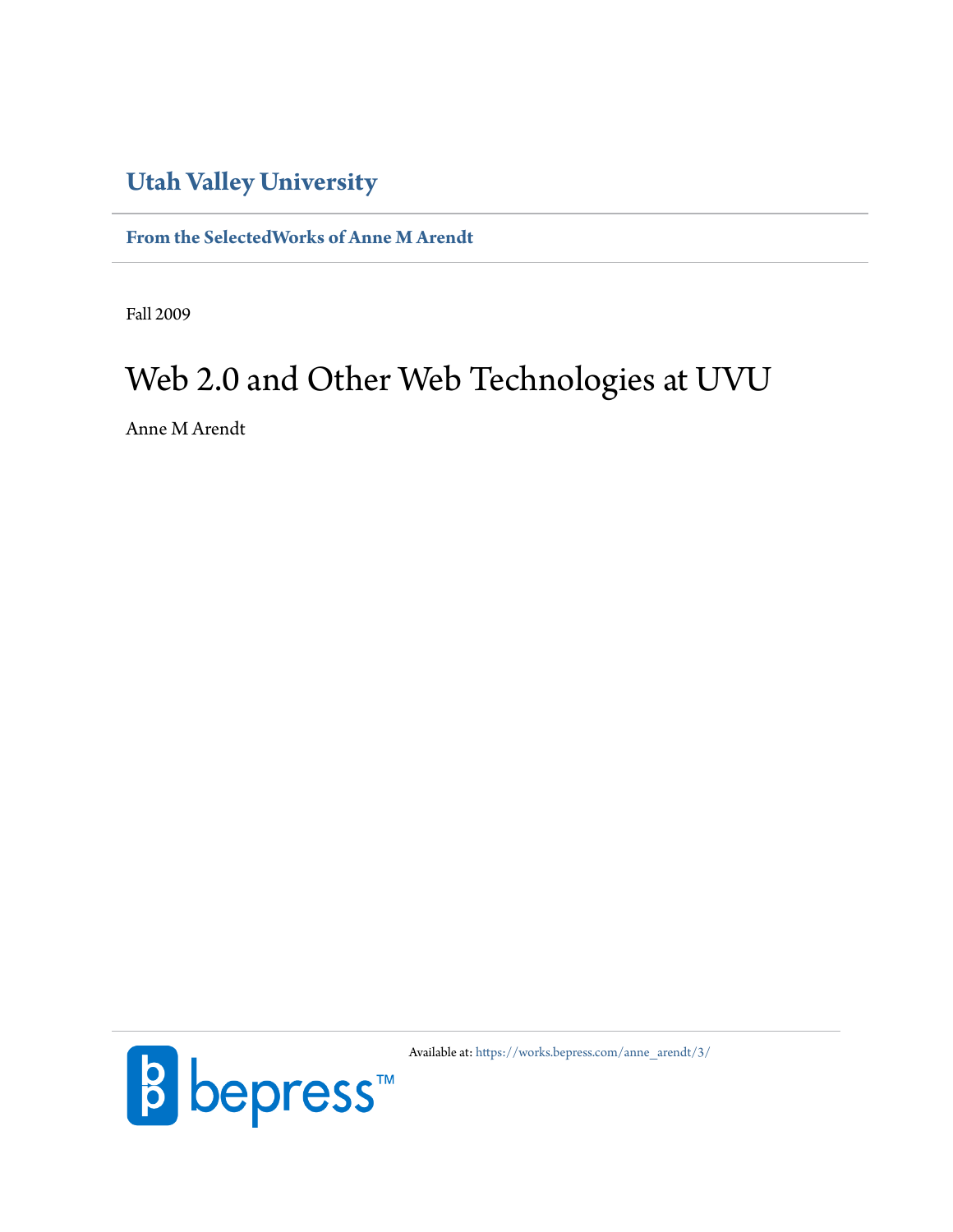# Utah Valley University

**From the SelectedWorks of Anne M Arendt**

Fall 2009

# Web 2.0 and Other Web Technologies at UVU

Anne M Arendt

Available at: https://works.bepress.com/anne_arendt/3/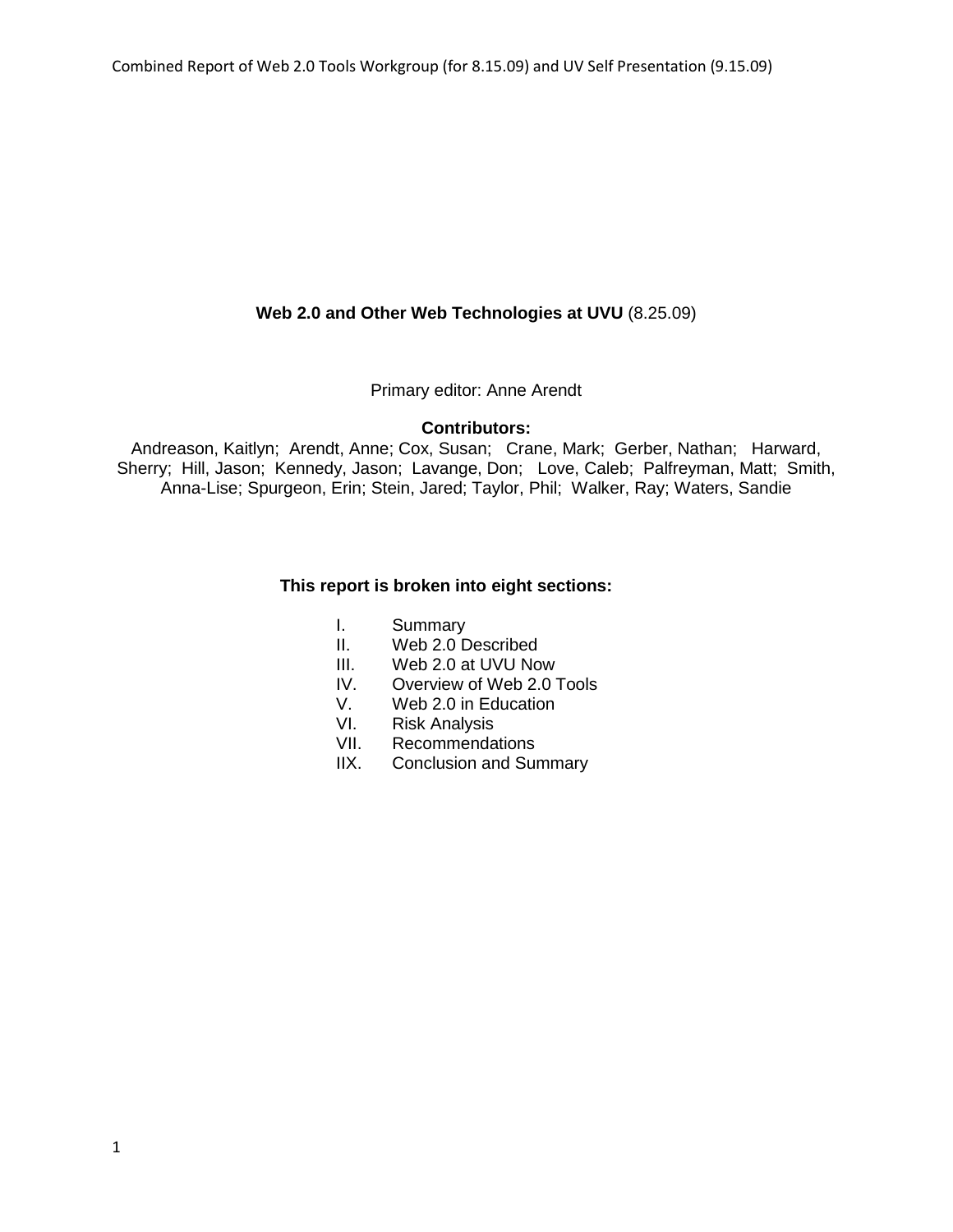**Web 2.0 and Other Web Technologies at UVU** (8.25.09)

Primary editor: Anne Arendt

**Contributors:**

Andreason, Kaitlyn; Arendt, Anne; Cox, Susan; Crane, Mark; Gerber, Nathan; Harward, Sherry; Hill, Jason; Kennedy, Jason; Lavange, Don; Love, Caleb; Palfreyman, Matt; Smith, Anna-Lise; Spurgeon, Erin; Stein, Jared; Taylor, Phil; Walker, Ray; Waters, Sandie

**This report is broken into eight sections:**

I. Summary
II. Web 2.0 Described
III. Web 2.0 at UVU Now
IV. Overview of Web 2.0 Tools
V. Web 2.0 in Education
VI. Risk Analysis
VII. Recommendations
IIX. Conclusion and Summary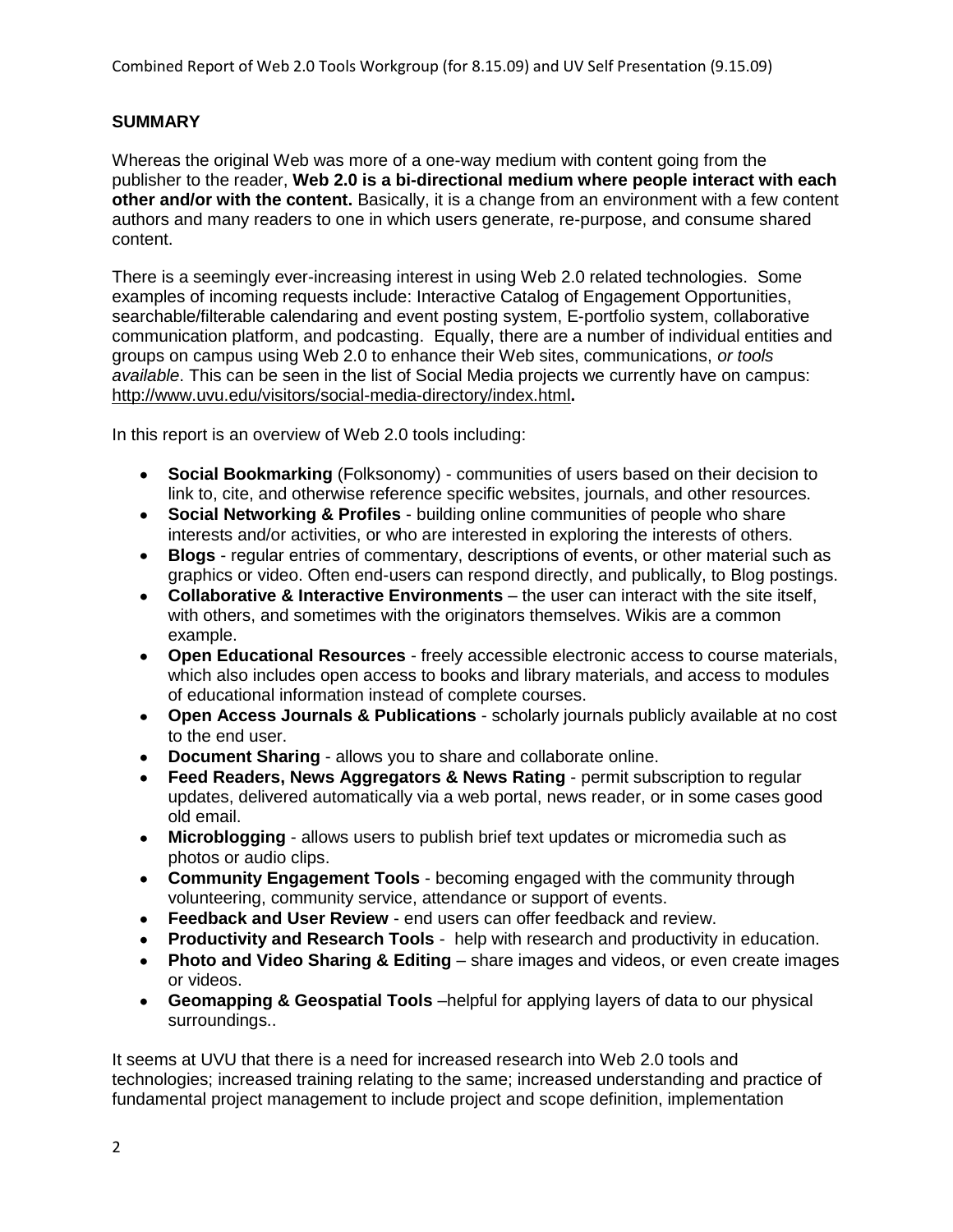## SUMMARY

Whereas the original Web was more of a one-way medium with content going from the publisher to the reader, **Web 2.0 is a bi-directional medium where people interact with each other and/or with the content.** Basically, it is a change from an environment with a few content authors and many readers to one in which users generate, re-purpose, and consume shared content.

There is a seemingly ever-increasing interest in using Web 2.0 related technologies. Some examples of incoming requests include: Interactive Catalog of Engagement Opportunities, searchable/filterable calendaring and event posting system, E-portfolio system, collaborative communication platform, and podcasting. Equally, there are a number of individual entities and groups on campus using Web 2.0 to enhance their Web sites, communications, *or tools available*. This can be seen in the list of Social Media projects we currently have on campus: http://www.uvu.edu/visitors/social-media-directory/index.html**.**

In this report is an overview of Web 2.0 tools including:

- **Social Bookmarking** (Folksonomy) - communities of users based on their decision to link to, cite, and otherwise reference specific websites, journals, and other resources.
- **Social Networking & Profiles** - building online communities of people who share interests and/or activities, or who are interested in exploring the interests of others.
- **Blogs** - regular entries of commentary, descriptions of events, or other material such as graphics or video. Often end-users can respond directly, and publically, to Blog postings.
- **Collaborative & Interactive Environments** – the user can interact with the site itself, with others, and sometimes with the originators themselves. Wikis are a common example.
- **Open Educational Resources** - freely accessible electronic access to course materials, which also includes open access to books and library materials, and access to modules of educational information instead of complete courses.
- **Open Access Journals & Publications** - scholarly journals publicly available at no cost to the end user.
- **Document Sharing** - allows you to share and collaborate online.
- **Feed Readers, News Aggregators & News Rating** - permit subscription to regular updates, delivered automatically via a web portal, news reader, or in some cases good old email.
- **Microblogging** - allows users to publish brief text updates or micromedia such as photos or audio clips.
- **Community Engagement Tools** - becoming engaged with the community through volunteering, community service, attendance or support of events.
- **Feedback and User Review** - end users can offer feedback and review.
- **Productivity and Research Tools** - help with research and productivity in education.
- **Photo and Video Sharing & Editing** – share images and videos, or even create images or videos.
- **Geomapping & Geospatial Tools** –helpful for applying layers of data to our physical surroundings..

It seems at UVU that there is a need for increased research into Web 2.0 tools and technologies; increased training relating to the same; increased understanding and practice of fundamental project management to include project and scope definition, implementation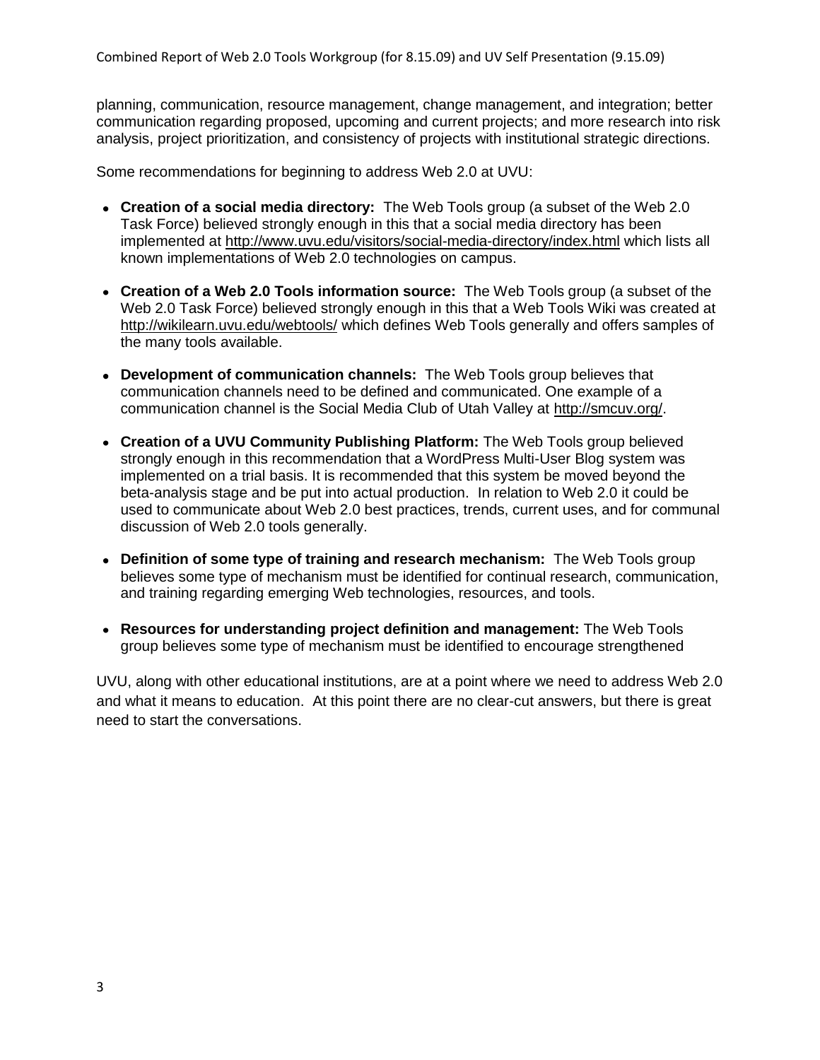planning, communication, resource management, change management, and integration; better communication regarding proposed, upcoming and current projects; and more research into risk analysis, project prioritization, and consistency of projects with institutional strategic directions.

Some recommendations for beginning to address Web 2.0 at UVU:

- **Creation of a social media directory:** The Web Tools group (a subset of the Web 2.0 Task Force) believed strongly enough in this that a social media directory has been implemented at http://www.uvu.edu/visitors/social-media-directory/index.html which lists all known implementations of Web 2.0 technologies on campus.
- **Creation of a Web 2.0 Tools information source:** The Web Tools group (a subset of the Web 2.0 Task Force) believed strongly enough in this that a Web Tools Wiki was created at http://wikilearn.uvu.edu/webtools/ which defines Web Tools generally and offers samples of the many tools available.
- **Development of communication channels:** The Web Tools group believes that communication channels need to be defined and communicated. One example of a communication channel is the Social Media Club of Utah Valley at http://smcuv.org/.
- **Creation of a UVU Community Publishing Platform:** The Web Tools group believed strongly enough in this recommendation that a WordPress Multi-User Blog system was implemented on a trial basis. It is recommended that this system be moved beyond the beta-analysis stage and be put into actual production. In relation to Web 2.0 it could be used to communicate about Web 2.0 best practices, trends, current uses, and for communal discussion of Web 2.0 tools generally.
- **Definition of some type of training and research mechanism:** The Web Tools group believes some type of mechanism must be identified for continual research, communication, and training regarding emerging Web technologies, resources, and tools.
- **Resources for understanding project definition and management:** The Web Tools group believes some type of mechanism must be identified to encourage strengthened

UVU, along with other educational institutions, are at a point where we need to address Web 2.0 and what it means to education. At this point there are no clear-cut answers, but there is great need to start the conversations.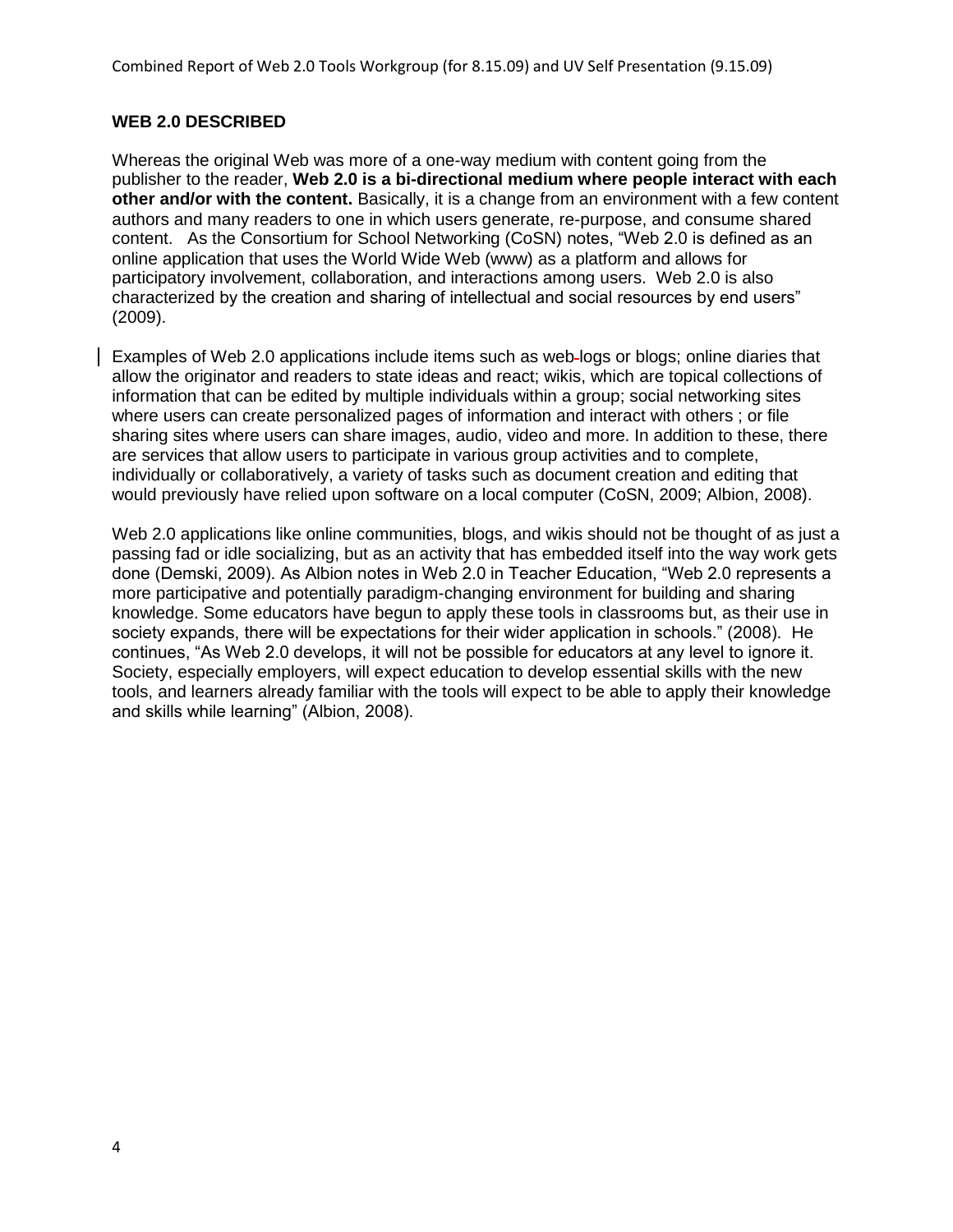## WEB 2.0 DESCRIBED

Whereas the original Web was more of a one-way medium with content going from the publisher to the reader, **Web 2.0 is a bi-directional medium where people interact with each other and/or with the content.** Basically, it is a change from an environment with a few content authors and many readers to one in which users generate, re-purpose, and consume shared content. As the Consortium for School Networking (CoSN) notes, "Web 2.0 is defined as an online application that uses the World Wide Web (www) as a platform and allows for participatory involvement, collaboration, and interactions among users. Web 2.0 is also characterized by the creation and sharing of intellectual and social resources by end users" (2009).

Examples of Web 2.0 applications include items such as web logs or blogs; online diaries that allow the originator and readers to state ideas and react; wikis, which are topical collections of information that can be edited by multiple individuals within a group; social networking sites where users can create personalized pages of information and interact with others ; or file sharing sites where users can share images, audio, video and more. In addition to these, there are services that allow users to participate in various group activities and to complete, individually or collaboratively, a variety of tasks such as document creation and editing that would previously have relied upon software on a local computer (CoSN, 2009; Albion, 2008).

Web 2.0 applications like online communities, blogs, and wikis should not be thought of as just a passing fad or idle socializing, but as an activity that has embedded itself into the way work gets done (Demski, 2009). As Albion notes in Web 2.0 in Teacher Education, "Web 2.0 represents a more participative and potentially paradigm-changing environment for building and sharing knowledge. Some educators have begun to apply these tools in classrooms but, as their use in society expands, there will be expectations for their wider application in schools." (2008). He continues, "As Web 2.0 develops, it will not be possible for educators at any level to ignore it. Society, especially employers, will expect education to develop essential skills with the new tools, and learners already familiar with the tools will expect to be able to apply their knowledge and skills while learning" (Albion, 2008).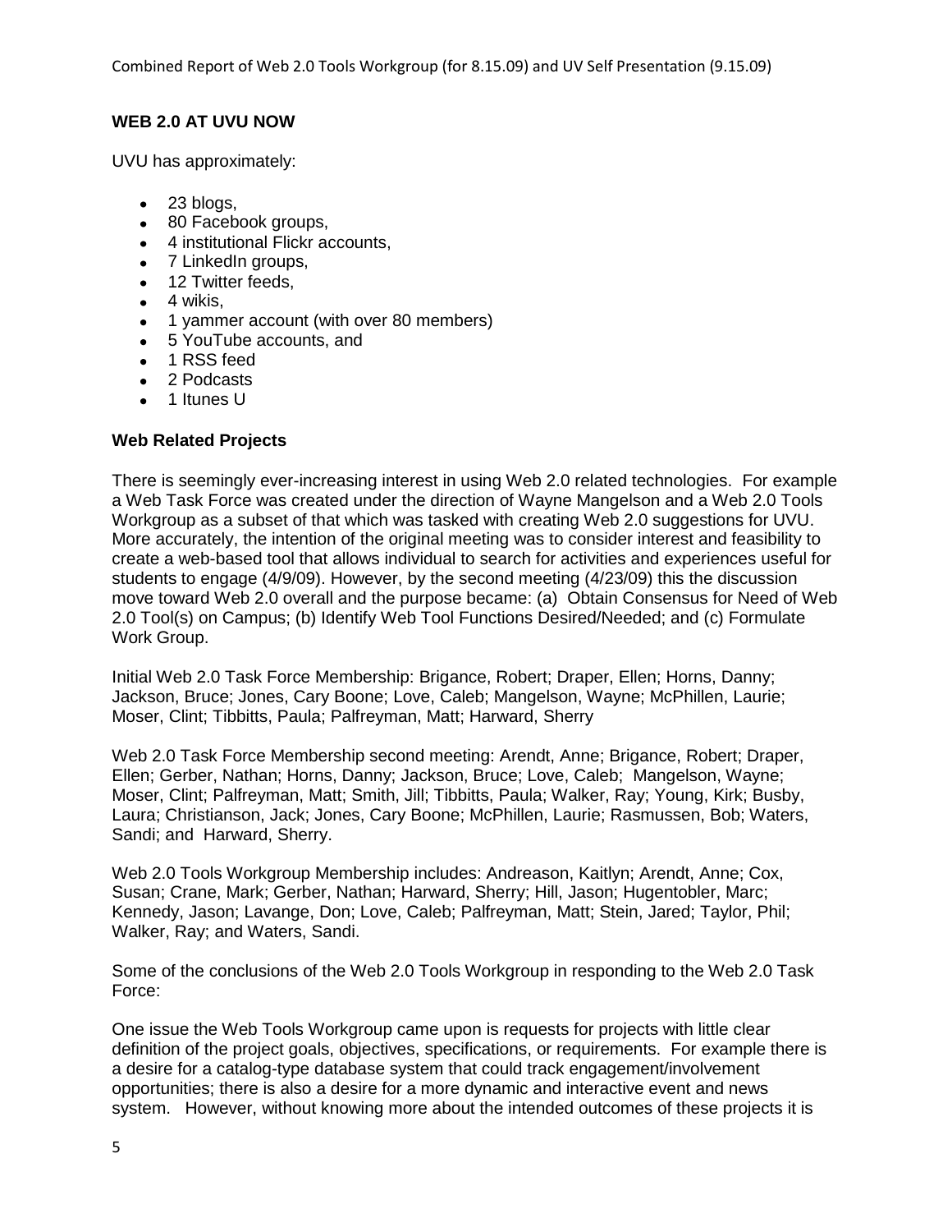## WEB 2.0 AT UVU NOW

UVU has approximately:

- 23 blogs,
- 80 Facebook groups,
- 4 institutional Flickr accounts,
- 7 LinkedIn groups,
- 12 Twitter feeds,
- 4 wikis,
- 1 yammer account (with over 80 members)
- 5 YouTube accounts, and
- 1 RSS feed
- 2 Podcasts
- 1 Itunes U

### Web Related Projects

There is seemingly ever-increasing interest in using Web 2.0 related technologies. For example a Web Task Force was created under the direction of Wayne Mangelson and a Web 2.0 Tools Workgroup as a subset of that which was tasked with creating Web 2.0 suggestions for UVU. More accurately, the intention of the original meeting was to consider interest and feasibility to create a web-based tool that allows individual to search for activities and experiences useful for students to engage (4/9/09). However, by the second meeting (4/23/09) this the discussion move toward Web 2.0 overall and the purpose became: (a) Obtain Consensus for Need of Web 2.0 Tool(s) on Campus; (b) Identify Web Tool Functions Desired/Needed; and (c) Formulate Work Group.

Initial Web 2.0 Task Force Membership: Brigance, Robert; Draper, Ellen; Horns, Danny; Jackson, Bruce; Jones, Cary Boone; Love, Caleb; Mangelson, Wayne; McPhillen, Laurie; Moser, Clint; Tibbitts, Paula; Palfreyman, Matt; Harward, Sherry

Web 2.0 Task Force Membership second meeting: Arendt, Anne; Brigance, Robert; Draper, Ellen; Gerber, Nathan; Horns, Danny; Jackson, Bruce; Love, Caleb; Mangelson, Wayne; Moser, Clint; Palfreyman, Matt; Smith, Jill; Tibbitts, Paula; Walker, Ray; Young, Kirk; Busby, Laura; Christianson, Jack; Jones, Cary Boone; McPhillen, Laurie; Rasmussen, Bob; Waters, Sandi; and Harward, Sherry.

Web 2.0 Tools Workgroup Membership includes: Andreason, Kaitlyn; Arendt, Anne; Cox, Susan; Crane, Mark; Gerber, Nathan; Harward, Sherry; Hill, Jason; Hugentobler, Marc; Kennedy, Jason; Lavange, Don; Love, Caleb; Palfreyman, Matt; Stein, Jared; Taylor, Phil; Walker, Ray; and Waters, Sandi.

Some of the conclusions of the Web 2.0 Tools Workgroup in responding to the Web 2.0 Task Force:

One issue the Web Tools Workgroup came upon is requests for projects with little clear definition of the project goals, objectives, specifications, or requirements. For example there is a desire for a catalog-type database system that could track engagement/involvement opportunities; there is also a desire for a more dynamic and interactive event and news system. However, without knowing more about the intended outcomes of these projects it is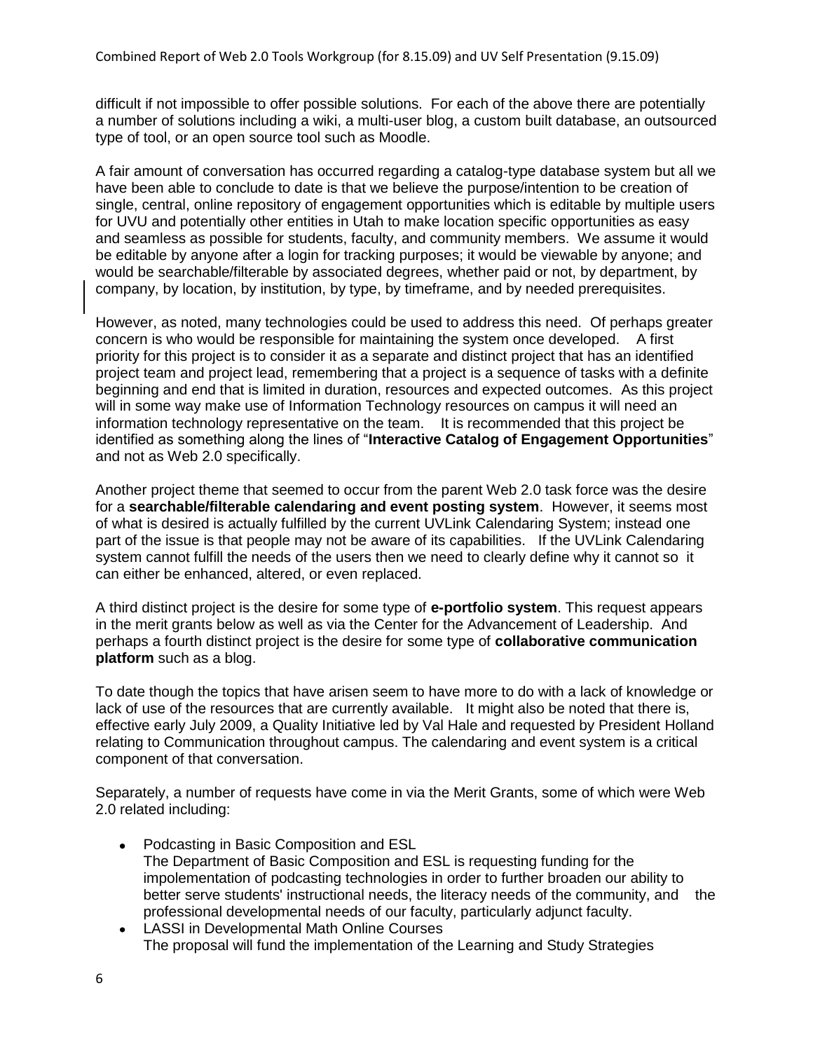difficult if not impossible to offer possible solutions. For each of the above there are potentially a number of solutions including a wiki, a multi-user blog, a custom built database, an outsourced type of tool, or an open source tool such as Moodle.

A fair amount of conversation has occurred regarding a catalog-type database system but all we have been able to conclude to date is that we believe the purpose/intention to be creation of single, central, online repository of engagement opportunities which is editable by multiple users for UVU and potentially other entities in Utah to make location specific opportunities as easy and seamless as possible for students, faculty, and community members. We assume it would be editable by anyone after a login for tracking purposes; it would be viewable by anyone; and would be searchable/filterable by associated degrees, whether paid or not, by department, by company, by location, by institution, by type, by timeframe, and by needed prerequisites.

However, as noted, many technologies could be used to address this need. Of perhaps greater concern is who would be responsible for maintaining the system once developed. A first priority for this project is to consider it as a separate and distinct project that has an identified project team and project lead, remembering that a project is a sequence of tasks with a definite beginning and end that is limited in duration, resources and expected outcomes. As this project will in some way make use of Information Technology resources on campus it will need an information technology representative on the team. It is recommended that this project be identified as something along the lines of "**Interactive Catalog of Engagement Opportunities**" and not as Web 2.0 specifically.

Another project theme that seemed to occur from the parent Web 2.0 task force was the desire for a **searchable/filterable calendaring and event posting system**. However, it seems most of what is desired is actually fulfilled by the current UVLink Calendaring System; instead one part of the issue is that people may not be aware of its capabilities. If the UVLink Calendaring system cannot fulfill the needs of the users then we need to clearly define why it cannot so it can either be enhanced, altered, or even replaced.

A third distinct project is the desire for some type of **e-portfolio system**. This request appears in the merit grants below as well as via the Center for the Advancement of Leadership. And perhaps a fourth distinct project is the desire for some type of **collaborative communication platform** such as a blog.

To date though the topics that have arisen seem to have more to do with a lack of knowledge or lack of use of the resources that are currently available. It might also be noted that there is, effective early July 2009, a Quality Initiative led by Val Hale and requested by President Holland relating to Communication throughout campus. The calendaring and event system is a critical component of that conversation.

Separately, a number of requests have come in via the Merit Grants, some of which were Web 2.0 related including:

- Podcasting in Basic Composition and ESL
  The Department of Basic Composition and ESL is requesting funding for the impolementation of podcasting technologies in order to further broaden our ability to better serve students' instructional needs, the literacy needs of the community, and the professional developmental needs of our faculty, particularly adjunct faculty.
- LASSI in Developmental Math Online Courses
  The proposal will fund the implementation of the Learning and Study Strategies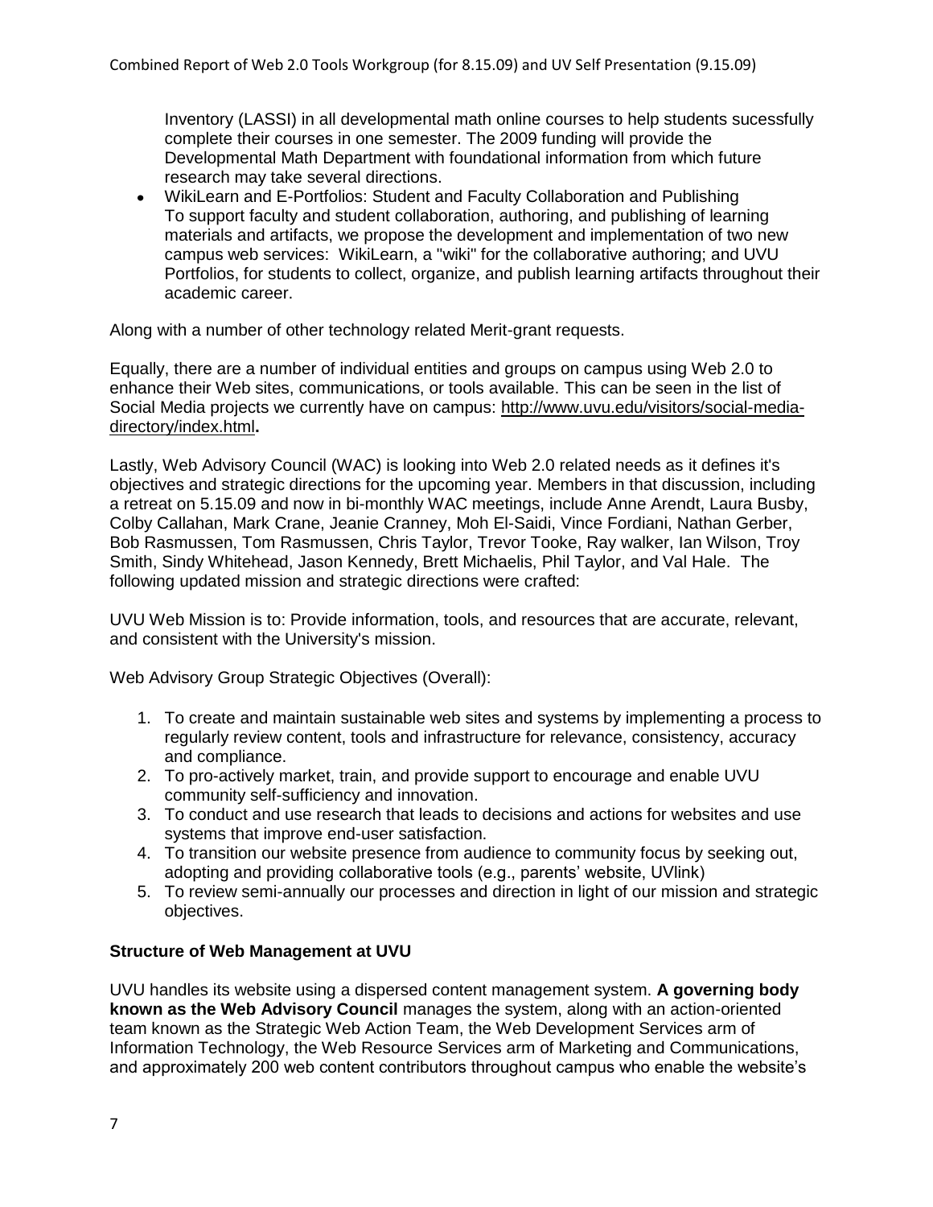Inventory (LASSI) in all developmental math online courses to help students sucessfully complete their courses in one semester. The 2009 funding will provide the Developmental Math Department with foundational information from which future research may take several directions.

- WikiLearn and E-Portfolios: Student and Faculty Collaboration and Publishing
  To support faculty and student collaboration, authoring, and publishing of learning materials and artifacts, we propose the development and implementation of two new campus web services: WikiLearn, a "wiki" for the collaborative authoring; and UVU Portfolios, for students to collect, organize, and publish learning artifacts throughout their academic career.

Along with a number of other technology related Merit-grant requests.

Equally, there are a number of individual entities and groups on campus using Web 2.0 to enhance their Web sites, communications, or tools available. This can be seen in the list of Social Media projects we currently have on campus: http://www.uvu.edu/visitors/social-media-directory/index.html**.**

Lastly, Web Advisory Council (WAC) is looking into Web 2.0 related needs as it defines it's objectives and strategic directions for the upcoming year. Members in that discussion, including a retreat on 5.15.09 and now in bi-monthly WAC meetings, include Anne Arendt, Laura Busby, Colby Callahan, Mark Crane, Jeanie Cranney, Moh El-Saidi, Vince Fordiani, Nathan Gerber, Bob Rasmussen, Tom Rasmussen, Chris Taylor, Trevor Tooke, Ray walker, Ian Wilson, Troy Smith, Sindy Whitehead, Jason Kennedy, Brett Michaelis, Phil Taylor, and Val Hale. The following updated mission and strategic directions were crafted:

UVU Web Mission is to: Provide information, tools, and resources that are accurate, relevant, and consistent with the University's mission.

Web Advisory Group Strategic Objectives (Overall):

1. To create and maintain sustainable web sites and systems by implementing a process to regularly review content, tools and infrastructure for relevance, consistency, accuracy and compliance.
2. To pro-actively market, train, and provide support to encourage and enable UVU community self-sufficiency and innovation.
3. To conduct and use research that leads to decisions and actions for websites and use systems that improve end-user satisfaction.
4. To transition our website presence from audience to community focus by seeking out, adopting and providing collaborative tools (e.g., parents' website, UVlink)
5. To review semi-annually our processes and direction in light of our mission and strategic objectives.

**Structure of Web Management at UVU**

UVU handles its website using a dispersed content management system. **A governing body known as the Web Advisory Council** manages the system, along with an action-oriented team known as the Strategic Web Action Team, the Web Development Services arm of Information Technology, the Web Resource Services arm of Marketing and Communications, and approximately 200 web content contributors throughout campus who enable the website's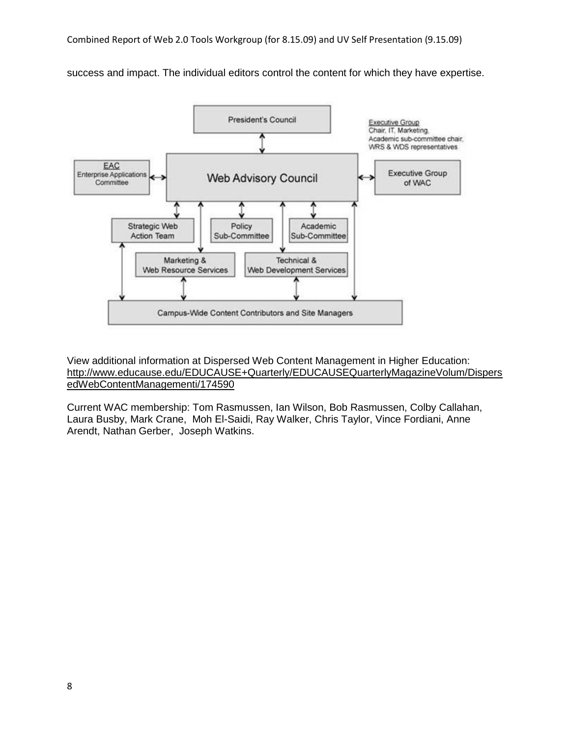success and impact. The individual editors control the content for which they have expertise.

View additional information at Dispersed Web Content Management in Higher Education: http://www.educause.edu/EDUCAUSE+Quarterly/EDUCAUSEQuarterlyMagazineVolum/DispersedWebContentManagementi/174590

Current WAC membership: Tom Rasmussen, Ian Wilson, Bob Rasmussen, Colby Callahan, Laura Busby, Mark Crane, Moh El-Saidi, Ray Walker, Chris Taylor, Vince Fordiani, Anne Arendt, Nathan Gerber, Joseph Watkins.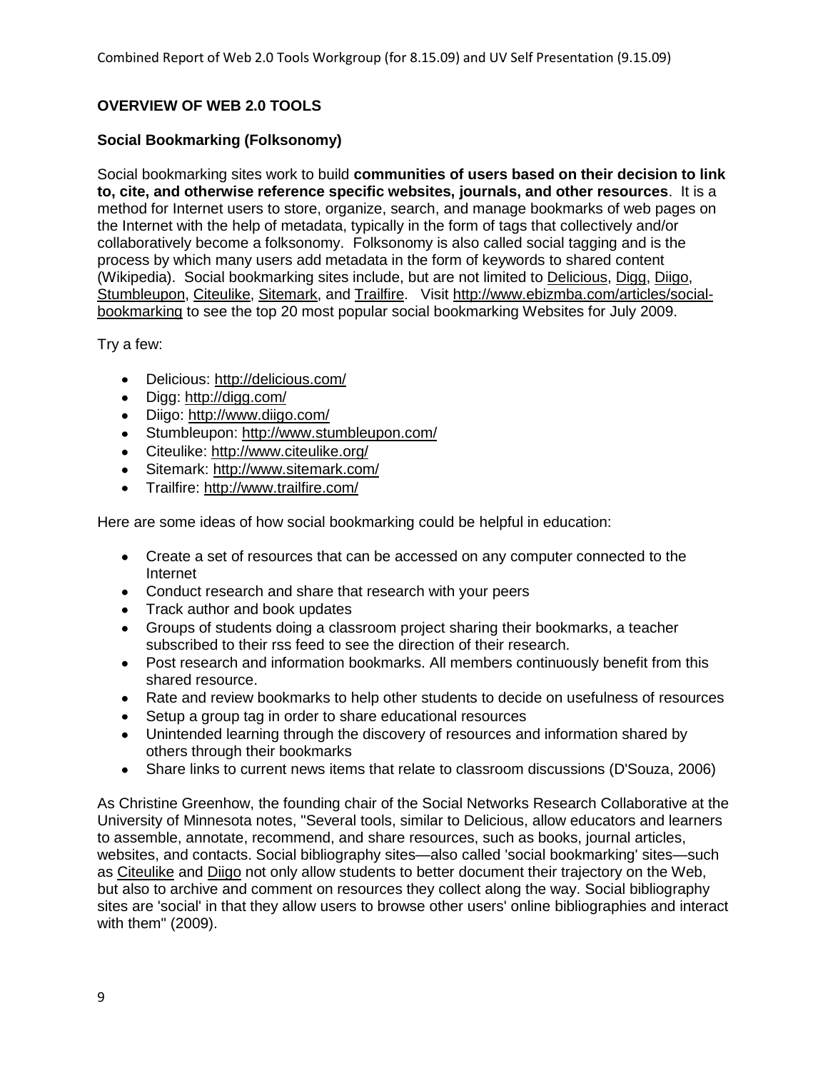## OVERVIEW OF WEB 2.0 TOOLS

### Social Bookmarking (Folksonomy)

Social bookmarking sites work to build **communities of users based on their decision to link to, cite, and otherwise reference specific websites, journals, and other resources**. It is a method for Internet users to store, organize, search, and manage bookmarks of web pages on the Internet with the help of metadata, typically in the form of tags that collectively and/or collaboratively become a folksonomy. Folksonomy is also called social tagging and is the process by which many users add metadata in the form of keywords to shared content (Wikipedia). Social bookmarking sites include, but are not limited to Delicious, Digg, Diigo, Stumbleupon, Citeulike, Sitemark, and Trailfire. Visit http://www.ebizmba.com/articles/social-bookmarking to see the top 20 most popular social bookmarking Websites for July 2009.

Try a few:

- Delicious: http://delicious.com/
- Digg: http://digg.com/
- Diigo: http://www.diigo.com/
- Stumbleupon: http://www.stumbleupon.com/
- Citeulike: http://www.citeulike.org/
- Sitemark: http://www.sitemark.com/
- Trailfire: http://www.trailfire.com/

Here are some ideas of how social bookmarking could be helpful in education:

- Create a set of resources that can be accessed on any computer connected to the Internet
- Conduct research and share that research with your peers
- Track author and book updates
- Groups of students doing a classroom project sharing their bookmarks, a teacher subscribed to their rss feed to see the direction of their research.
- Post research and information bookmarks. All members continuously benefit from this shared resource.
- Rate and review bookmarks to help other students to decide on usefulness of resources
- Setup a group tag in order to share educational resources
- Unintended learning through the discovery of resources and information shared by others through their bookmarks
- Share links to current news items that relate to classroom discussions (D'Souza, 2006)

As Christine Greenhow, the founding chair of the Social Networks Research Collaborative at the University of Minnesota notes, "Several tools, similar to Delicious, allow educators and learners to assemble, annotate, recommend, and share resources, such as books, journal articles, websites, and contacts. Social bibliography sites—also called 'social bookmarking' sites—such as Citeulike and Diigo not only allow students to better document their trajectory on the Web, but also to archive and comment on resources they collect along the way. Social bibliography sites are 'social' in that they allow users to browse other users' online bibliographies and interact with them" (2009).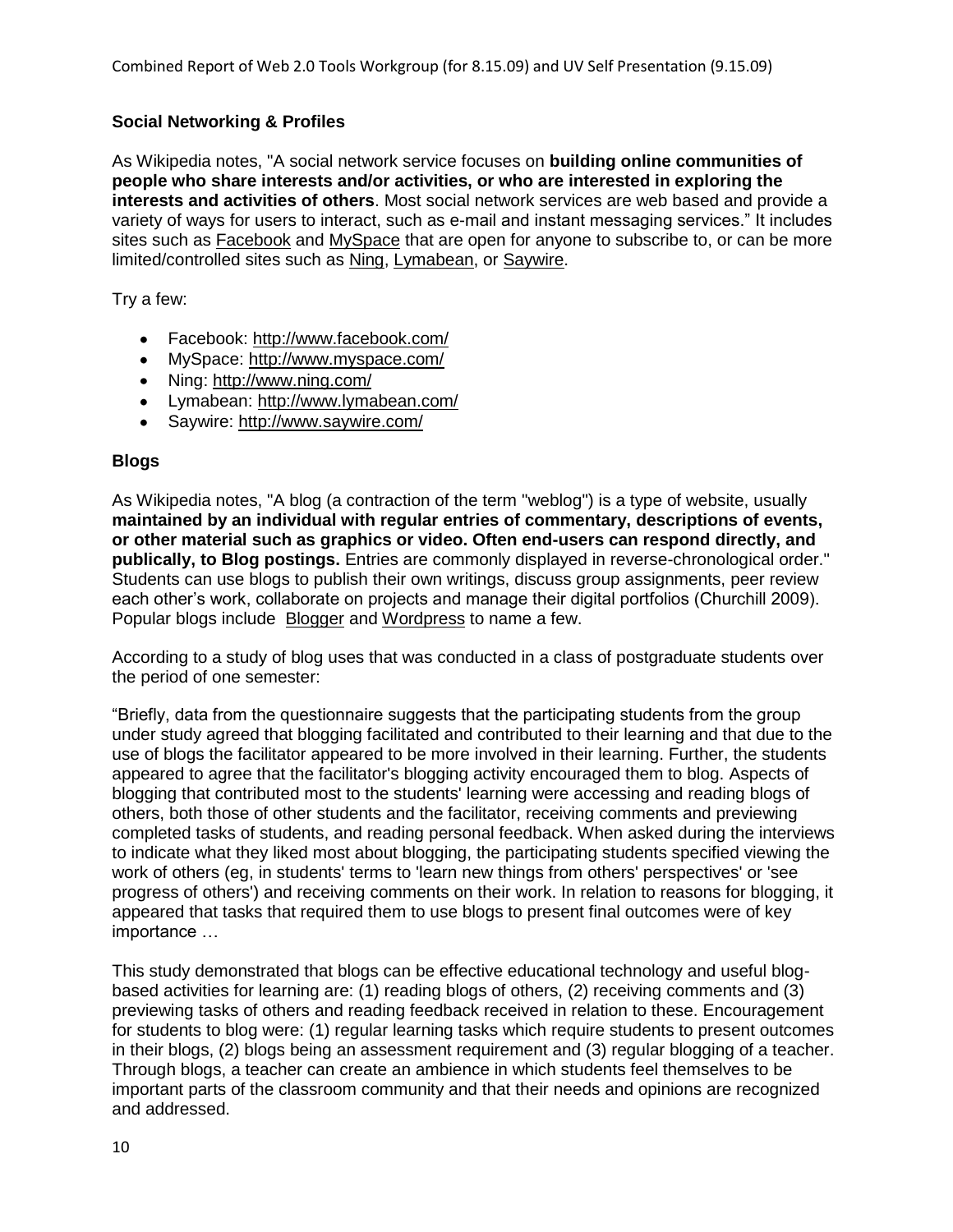### Social Networking & Profiles

As Wikipedia notes, "A social network service focuses on **building online communities of people who share interests and/or activities, or who are interested in exploring the interests and activities of others**. Most social network services are web based and provide a variety of ways for users to interact, such as e-mail and instant messaging services." It includes sites such as Facebook and MySpace that are open for anyone to subscribe to, or can be more limited/controlled sites such as Ning, Lymabean, or Saywire.

Try a few:

- Facebook: http://www.facebook.com/
- MySpace: http://www.myspace.com/
- Ning: http://www.ning.com/
- Lymabean: http://www.lymabean.com/
- Saywire: http://www.saywire.com/

### Blogs

As Wikipedia notes, "A blog (a contraction of the term "weblog") is a type of website, usually **maintained by an individual with regular entries of commentary, descriptions of events, or other material such as graphics or video. Often end-users can respond directly, and publically, to Blog postings.** Entries are commonly displayed in reverse-chronological order." Students can use blogs to publish their own writings, discuss group assignments, peer review each other's work, collaborate on projects and manage their digital portfolios (Churchill 2009). Popular blogs include Blogger and Wordpress to name a few.

According to a study of blog uses that was conducted in a class of postgraduate students over the period of one semester:

"Briefly, data from the questionnaire suggests that the participating students from the group under study agreed that blogging facilitated and contributed to their learning and that due to the use of blogs the facilitator appeared to be more involved in their learning. Further, the students appeared to agree that the facilitator's blogging activity encouraged them to blog. Aspects of blogging that contributed most to the students' learning were accessing and reading blogs of others, both those of other students and the facilitator, receiving comments and previewing completed tasks of students, and reading personal feedback. When asked during the interviews to indicate what they liked most about blogging, the participating students specified viewing the work of others (eg, in students' terms to 'learn new things from others' perspectives' or 'see progress of others') and receiving comments on their work. In relation to reasons for blogging, it appeared that tasks that required them to use blogs to present final outcomes were of key importance …

This study demonstrated that blogs can be effective educational technology and useful blog-based activities for learning are: (1) reading blogs of others, (2) receiving comments and (3) previewing tasks of others and reading feedback received in relation to these. Encouragement for students to blog were: (1) regular learning tasks which require students to present outcomes in their blogs, (2) blogs being an assessment requirement and (3) regular blogging of a teacher. Through blogs, a teacher can create an ambience in which students feel themselves to be important parts of the classroom community and that their needs and opinions are recognized and addressed.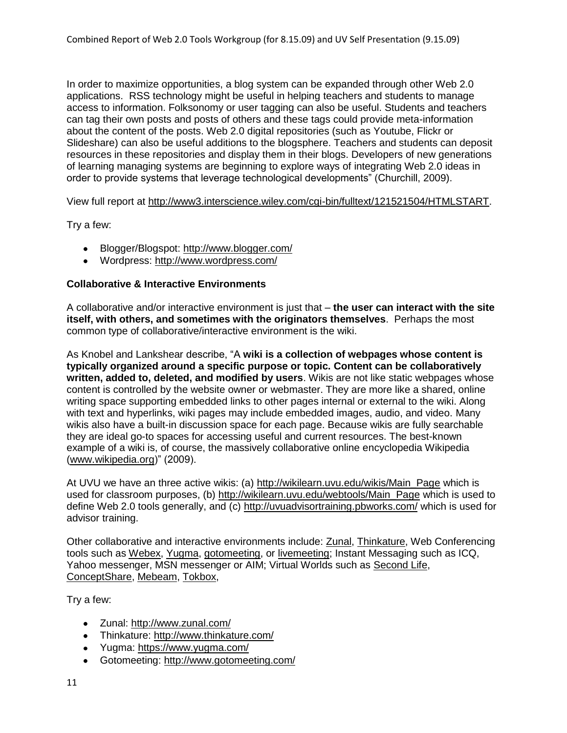In order to maximize opportunities, a blog system can be expanded through other Web 2.0 applications. RSS technology might be useful in helping teachers and students to manage access to information. Folksonomy or user tagging can also be useful. Students and teachers can tag their own posts and posts of others and these tags could provide meta-information about the content of the posts. Web 2.0 digital repositories (such as Youtube, Flickr or Slideshare) can also be useful additions to the blogsphere. Teachers and students can deposit resources in these repositories and display them in their blogs. Developers of new generations of learning managing systems are beginning to explore ways of integrating Web 2.0 ideas in order to provide systems that leverage technological developments" (Churchill, 2009).

View full report at http://www3.interscience.wiley.com/cgi-bin/fulltext/121521504/HTMLSTART.

Try a few:

- Blogger/Blogspot: http://www.blogger.com/
- Wordpress: http://www.wordpress.com/

**Collaborative & Interactive Environments**

A collaborative and/or interactive environment is just that – **the user can interact with the site itself, with others, and sometimes with the originators themselves**. Perhaps the most common type of collaborative/interactive environment is the wiki.

As Knobel and Lankshear describe, "A **wiki is a collection of webpages whose content is typically organized around a specific purpose or topic. Content can be collaboratively written, added to, deleted, and modified by users**. Wikis are not like static webpages whose content is controlled by the website owner or webmaster. They are more like a shared, online writing space supporting embedded links to other pages internal or external to the wiki. Along with text and hyperlinks, wiki pages may include embedded images, audio, and video. Many wikis also have a built-in discussion space for each page. Because wikis are fully searchable they are ideal go-to spaces for accessing useful and current resources. The best-known example of a wiki is, of course, the massively collaborative online encyclopedia Wikipedia (www.wikipedia.org)" (2009).

At UVU we have an three active wikis: (a) http://wikilearn.uvu.edu/wikis/Main_Page which is used for classroom purposes, (b) http://wikilearn.uvu.edu/webtools/Main_Page which is used to define Web 2.0 tools generally, and (c) http://uvuadvisortraining.pbworks.com/ which is used for advisor training.

Other collaborative and interactive environments include: Zunal, Thinkature, Web Conferencing tools such as Webex, Yugma, gotomeeting, or livemeeting; Instant Messaging such as ICQ, Yahoo messenger, MSN messenger or AIM; Virtual Worlds such as Second Life, ConceptShare, Mebeam, Tokbox,

Try a few:

- Zunal: http://www.zunal.com/
- Thinkature: http://www.thinkature.com/
- Yugma: https://www.yugma.com/
- Gotomeeting: http://www.gotomeeting.com/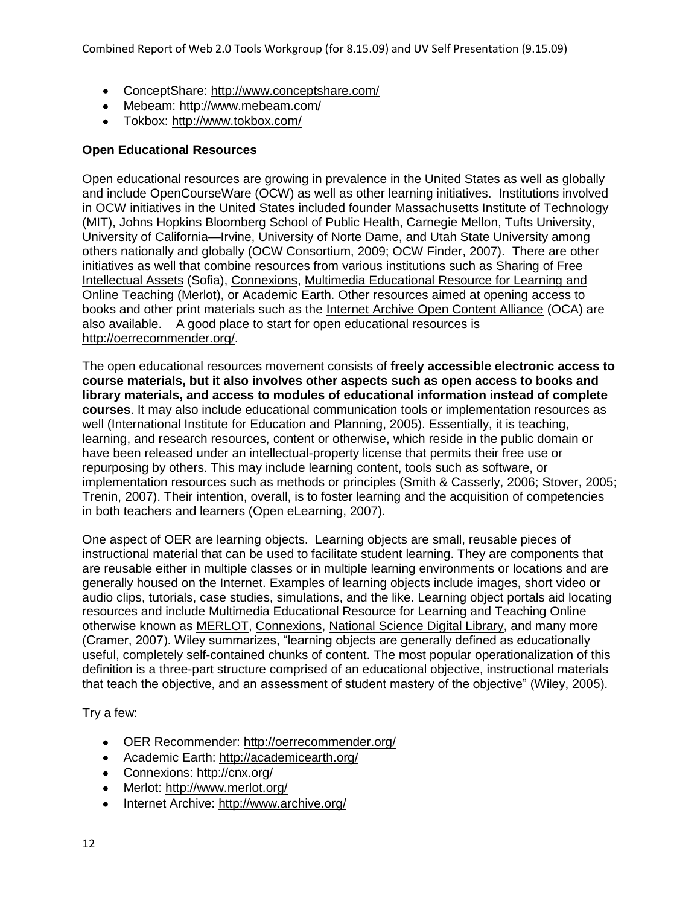- ConceptShare: http://www.conceptshare.com/
- Mebeam: http://www.mebeam.com/
- Tokbox: http://www.tokbox.com/

**Open Educational Resources**

Open educational resources are growing in prevalence in the United States as well as globally and include OpenCourseWare (OCW) as well as other learning initiatives. Institutions involved in OCW initiatives in the United States included founder Massachusetts Institute of Technology (MIT), Johns Hopkins Bloomberg School of Public Health, Carnegie Mellon, Tufts University, University of California—Irvine, University of Norte Dame, and Utah State University among others nationally and globally (OCW Consortium, 2009; OCW Finder, 2007). There are other initiatives as well that combine resources from various institutions such as Sharing of Free Intellectual Assets (Sofia), Connexions, Multimedia Educational Resource for Learning and Online Teaching (Merlot), or Academic Earth. Other resources aimed at opening access to books and other print materials such as the Internet Archive Open Content Alliance (OCA) are also available. A good place to start for open educational resources is http://oerrecommender.org/.

The open educational resources movement consists of **freely accessible electronic access to course materials, but it also involves other aspects such as open access to books and library materials, and access to modules of educational information instead of complete courses**. It may also include educational communication tools or implementation resources as well (International Institute for Education and Planning, 2005). Essentially, it is teaching, learning, and research resources, content or otherwise, which reside in the public domain or have been released under an intellectual-property license that permits their free use or repurposing by others. This may include learning content, tools such as software, or implementation resources such as methods or principles (Smith & Casserly, 2006; Stover, 2005; Trenin, 2007). Their intention, overall, is to foster learning and the acquisition of competencies in both teachers and learners (Open eLearning, 2007).

One aspect of OER are learning objects. Learning objects are small, reusable pieces of instructional material that can be used to facilitate student learning. They are components that are reusable either in multiple classes or in multiple learning environments or locations and are generally housed on the Internet. Examples of learning objects include images, short video or audio clips, tutorials, case studies, simulations, and the like. Learning object portals aid locating resources and include Multimedia Educational Resource for Learning and Teaching Online otherwise known as MERLOT, Connexions, National Science Digital Library, and many more (Cramer, 2007). Wiley summarizes, "learning objects are generally defined as educationally useful, completely self-contained chunks of content. The most popular operationalization of this definition is a three-part structure comprised of an educational objective, instructional materials that teach the objective, and an assessment of student mastery of the objective" (Wiley, 2005).

Try a few:

- OER Recommender: http://oerrecommender.org/
- Academic Earth: http://academicearth.org/
- Connexions: http://cnx.org/
- Merlot: http://www.merlot.org/
- Internet Archive: http://www.archive.org/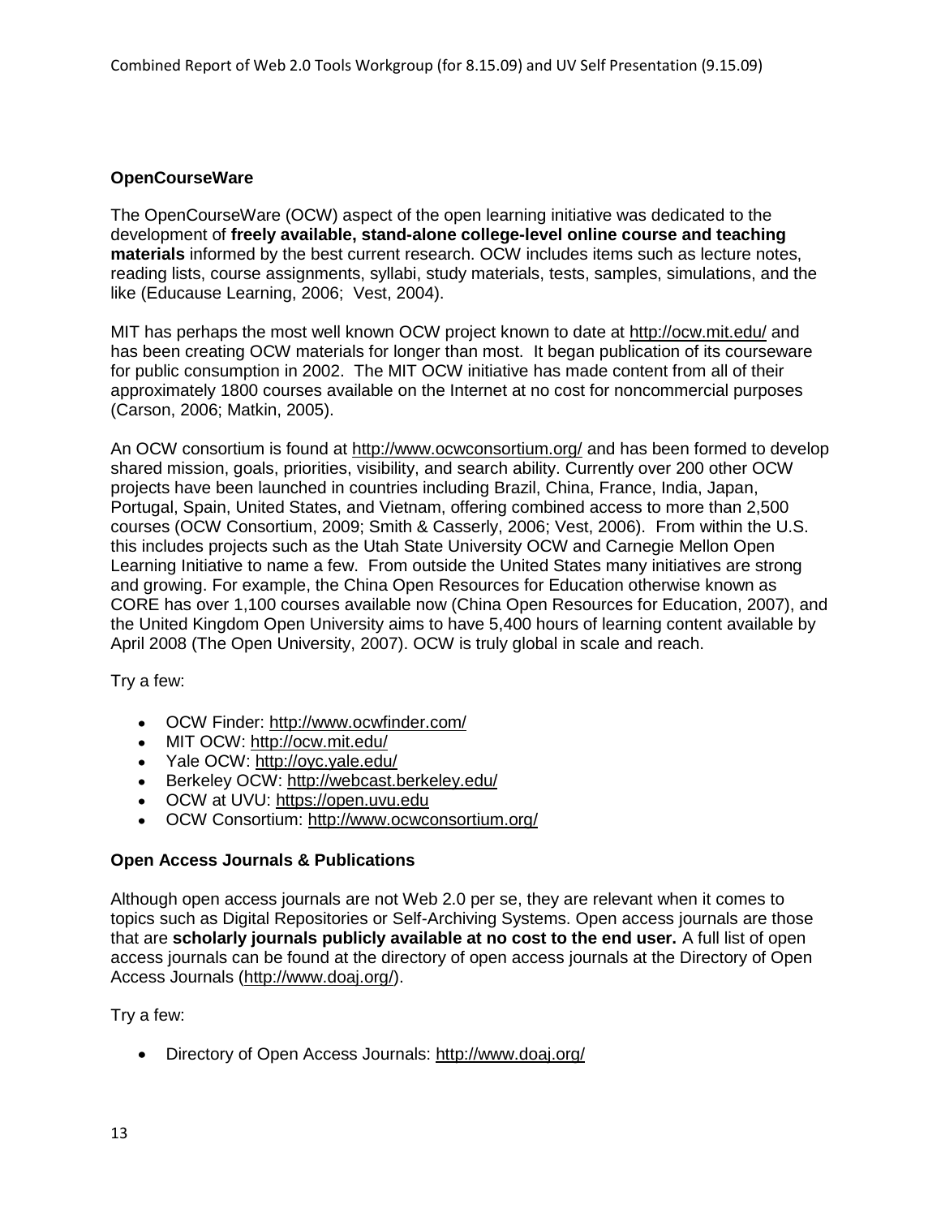**OpenCourseWare**

The OpenCourseWare (OCW) aspect of the open learning initiative was dedicated to the development of **freely available, stand-alone college-level online course and teaching materials** informed by the best current research. OCW includes items such as lecture notes, reading lists, course assignments, syllabi, study materials, tests, samples, simulations, and the like (Educause Learning, 2006; Vest, 2004).

MIT has perhaps the most well known OCW project known to date at http://ocw.mit.edu/ and has been creating OCW materials for longer than most. It began publication of its courseware for public consumption in 2002. The MIT OCW initiative has made content from all of their approximately 1800 courses available on the Internet at no cost for noncommercial purposes (Carson, 2006; Matkin, 2005).

An OCW consortium is found at http://www.ocwconsortium.org/ and has been formed to develop shared mission, goals, priorities, visibility, and search ability. Currently over 200 other OCW projects have been launched in countries including Brazil, China, France, India, Japan, Portugal, Spain, United States, and Vietnam, offering combined access to more than 2,500 courses (OCW Consortium, 2009; Smith & Casserly, 2006; Vest, 2006). From within the U.S. this includes projects such as the Utah State University OCW and Carnegie Mellon Open Learning Initiative to name a few. From outside the United States many initiatives are strong and growing. For example, the China Open Resources for Education otherwise known as CORE has over 1,100 courses available now (China Open Resources for Education, 2007), and the United Kingdom Open University aims to have 5,400 hours of learning content available by April 2008 (The Open University, 2007). OCW is truly global in scale and reach.

Try a few:

- OCW Finder: http://www.ocwfinder.com/
- MIT OCW: http://ocw.mit.edu/
- Yale OCW: http://oyc.yale.edu/
- Berkeley OCW: http://webcast.berkeley.edu/
- OCW at UVU: https://open.uvu.edu
- OCW Consortium: http://www.ocwconsortium.org/

**Open Access Journals & Publications**

Although open access journals are not Web 2.0 per se, they are relevant when it comes to topics such as Digital Repositories or Self-Archiving Systems. Open access journals are those that are **scholarly journals publicly available at no cost to the end user.** A full list of open access journals can be found at the directory of open access journals at the Directory of Open Access Journals (http://www.doaj.org/).

Try a few:

- Directory of Open Access Journals: http://www.doaj.org/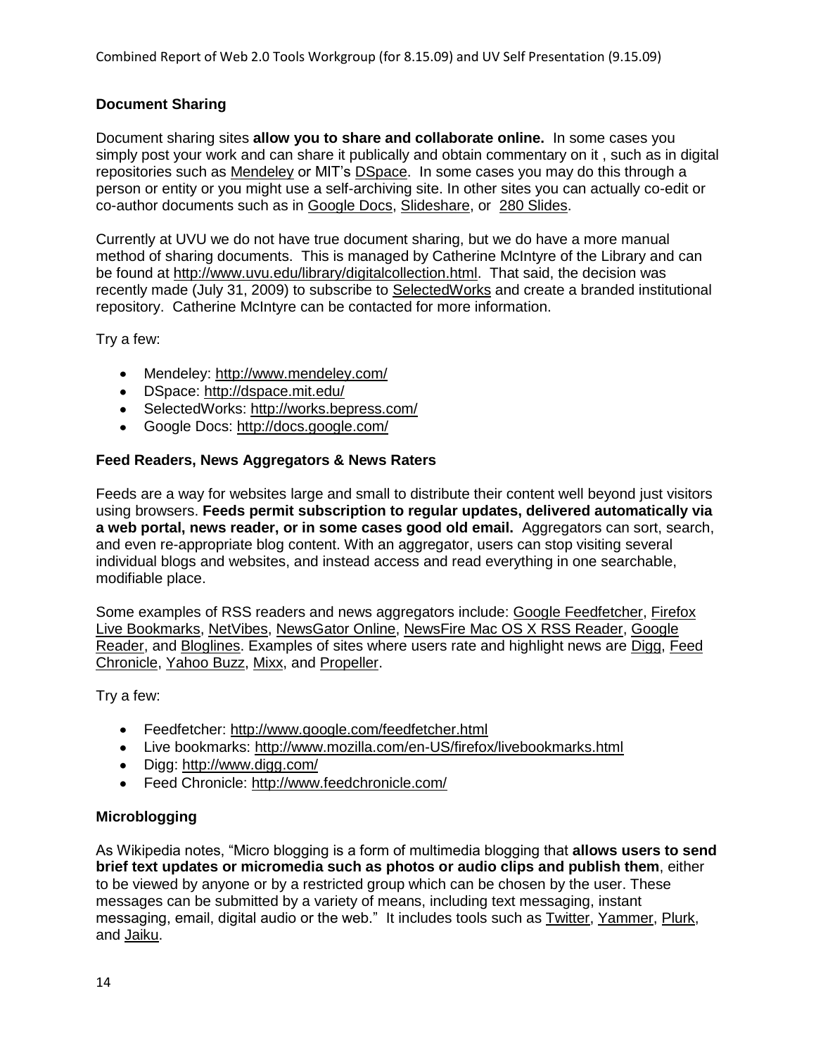## Document Sharing

Document sharing sites **allow you to share and collaborate online.** In some cases you simply post your work and can share it publically and obtain commentary on it , such as in digital repositories such as Mendeley or MIT's DSpace. In some cases you may do this through a person or entity or you might use a self-archiving site. In other sites you can actually co-edit or co-author documents such as in Google Docs, Slideshare, or 280 Slides.

Currently at UVU we do not have true document sharing, but we do have a more manual method of sharing documents. This is managed by Catherine McIntyre of the Library and can be found at http://www.uvu.edu/library/digitalcollection.html. That said, the decision was recently made (July 31, 2009) to subscribe to SelectedWorks and create a branded institutional repository. Catherine McIntyre can be contacted for more information.

Try a few:

- Mendeley: http://www.mendeley.com/
- DSpace: http://dspace.mit.edu/
- SelectedWorks: http://works.bepress.com/
- Google Docs: http://docs.google.com/

## Feed Readers, News Aggregators & News Raters

Feeds are a way for websites large and small to distribute their content well beyond just visitors using browsers. **Feeds permit subscription to regular updates, delivered automatically via a web portal, news reader, or in some cases good old email.** Aggregators can sort, search, and even re-appropriate blog content. With an aggregator, users can stop visiting several individual blogs and websites, and instead access and read everything in one searchable, modifiable place.

Some examples of RSS readers and news aggregators include: Google Feedfetcher, Firefox Live Bookmarks, NetVibes, NewsGator Online, NewsFire Mac OS X RSS Reader, Google Reader, and Bloglines. Examples of sites where users rate and highlight news are Digg, Feed Chronicle, Yahoo Buzz, Mixx, and Propeller.

Try a few:

- Feedfetcher: http://www.google.com/feedfetcher.html
- Live bookmarks: http://www.mozilla.com/en-US/firefox/livebookmarks.html
- Digg: http://www.digg.com/
- Feed Chronicle: http://www.feedchronicle.com/

## Microblogging

As Wikipedia notes, "Micro blogging is a form of multimedia blogging that **allows users to send brief text updates or micromedia such as photos or audio clips and publish them**, either to be viewed by anyone or by a restricted group which can be chosen by the user. These messages can be submitted by a variety of means, including text messaging, instant messaging, email, digital audio or the web." It includes tools such as Twitter, Yammer, Plurk, and Jaiku.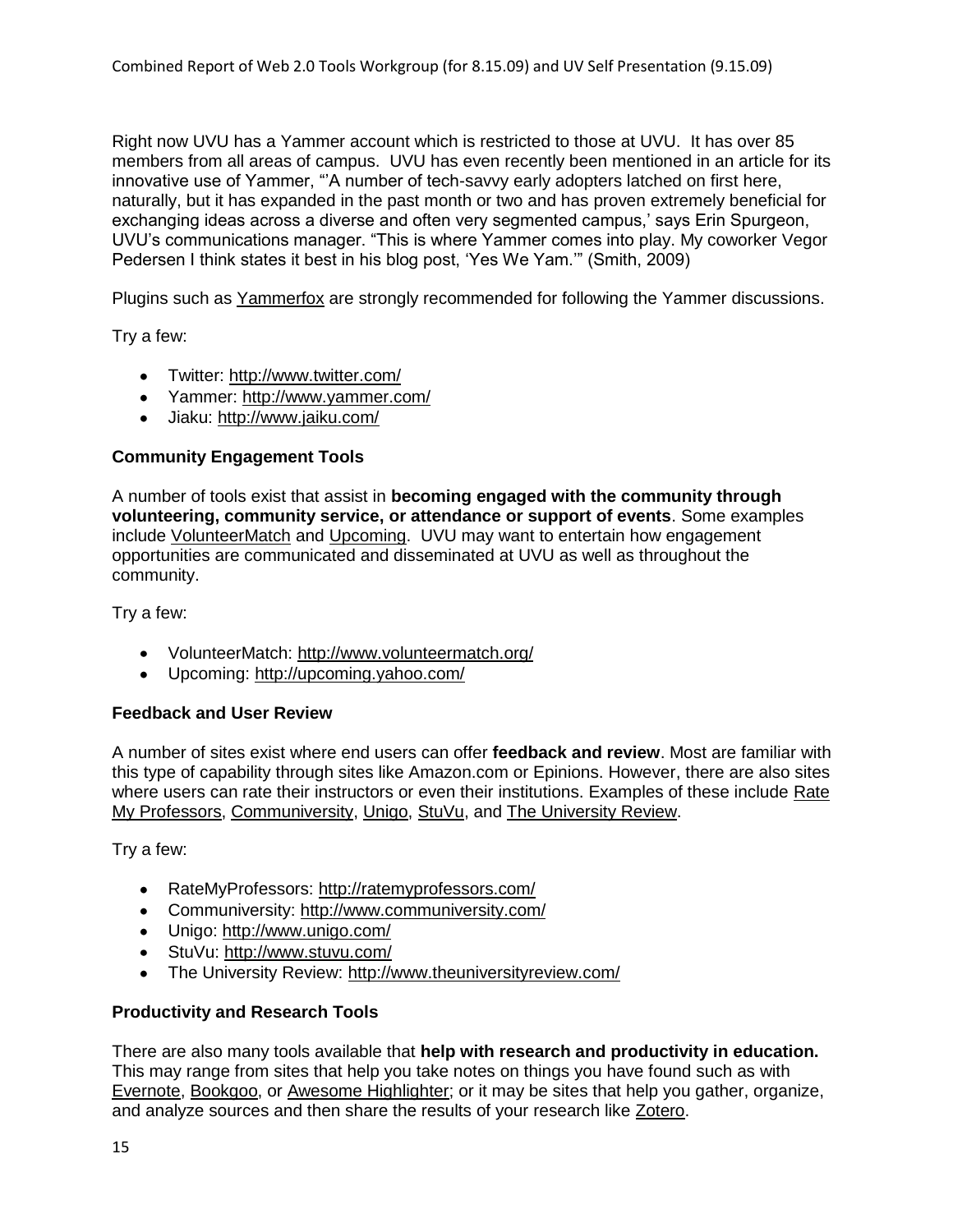Right now UVU has a Yammer account which is restricted to those at UVU. It has over 85 members from all areas of campus. UVU has even recently been mentioned in an article for its innovative use of Yammer, "'A number of tech-savvy early adopters latched on first here, naturally, but it has expanded in the past month or two and has proven extremely beneficial for exchanging ideas across a diverse and often very segmented campus,' says Erin Spurgeon, UVU's communications manager. "This is where Yammer comes into play. My coworker Vegor Pedersen I think states it best in his blog post, 'Yes We Yam.'" (Smith, 2009)

Plugins such as Yammerfox are strongly recommended for following the Yammer discussions.

Try a few:

- Twitter: http://www.twitter.com/
- Yammer: http://www.yammer.com/
- Jiaku: http://www.jaiku.com/

### Community Engagement Tools

A number of tools exist that assist in **becoming engaged with the community through volunteering, community service, or attendance or support of events**. Some examples include VolunteerMatch and Upcoming. UVU may want to entertain how engagement opportunities are communicated and disseminated at UVU as well as throughout the community.

Try a few:

- VolunteerMatch: http://www.volunteermatch.org/
- Upcoming: http://upcoming.yahoo.com/

### Feedback and User Review

A number of sites exist where end users can offer **feedback and review**. Most are familiar with this type of capability through sites like Amazon.com or Epinions. However, there are also sites where users can rate their instructors or even their institutions. Examples of these include Rate My Professors, Communiversity, Unigo, StuVu, and The University Review.

Try a few:

- RateMyProfessors: http://ratemyprofessors.com/
- Communiversity: http://www.communiversity.com/
- Unigo: http://www.unigo.com/
- StuVu: http://www.stuvu.com/
- The University Review: http://www.theuniversityreview.com/

### Productivity and Research Tools

There are also many tools available that **help with research and productivity in education.** This may range from sites that help you take notes on things you have found such as with Evernote, Bookgoo, or Awesome Highlighter; or it may be sites that help you gather, organize, and analyze sources and then share the results of your research like Zotero.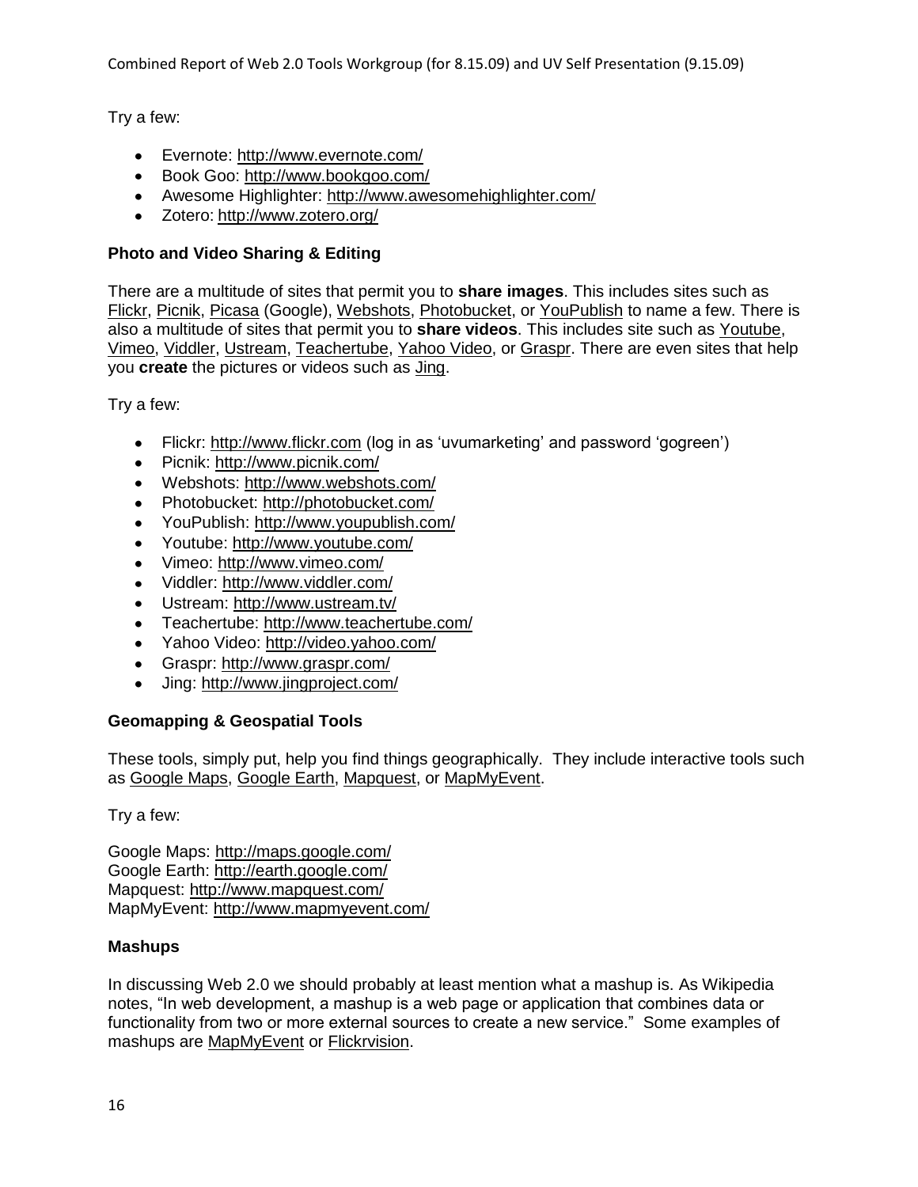Try a few:

- Evernote: http://www.evernote.com/
- Book Goo: http://www.bookgoo.com/
- Awesome Highlighter: http://www.awesomehighlighter.com/
- Zotero: http://www.zotero.org/

**Photo and Video Sharing & Editing**

There are a multitude of sites that permit you to **share images**. This includes sites such as Flickr, Picnik, Picasa (Google), Webshots, Photobucket, or YouPublish to name a few. There is also a multitude of sites that permit you to **share videos**. This includes site such as Youtube, Vimeo, Viddler, Ustream, Teachertube, Yahoo Video, or Graspr. There are even sites that help you **create** the pictures or videos such as Jing.

Try a few:

- Flickr: http://www.flickr.com (log in as 'uvumarketing' and password 'gogreen')
- Picnik: http://www.picnik.com/
- Webshots: http://www.webshots.com/
- Photobucket: http://photobucket.com/
- YouPublish: http://www.youpublish.com/
- Youtube: http://www.youtube.com/
- Vimeo: http://www.vimeo.com/
- Viddler: http://www.viddler.com/
- Ustream: http://www.ustream.tv/
- Teachertube: http://www.teachertube.com/
- Yahoo Video: http://video.yahoo.com/
- Graspr: http://www.graspr.com/
- Jing: http://www.jingproject.com/

**Geomapping & Geospatial Tools**

These tools, simply put, help you find things geographically. They include interactive tools such as Google Maps, Google Earth, Mapquest, or MapMyEvent.

Try a few:

Google Maps: http://maps.google.com/
Google Earth: http://earth.google.com/
Mapquest: http://www.mapquest.com/
MapMyEvent: http://www.mapmyevent.com/

**Mashups**

In discussing Web 2.0 we should probably at least mention what a mashup is. As Wikipedia notes, "In web development, a mashup is a web page or application that combines data or functionality from two or more external sources to create a new service." Some examples of mashups are MapMyEvent or Flickrvision.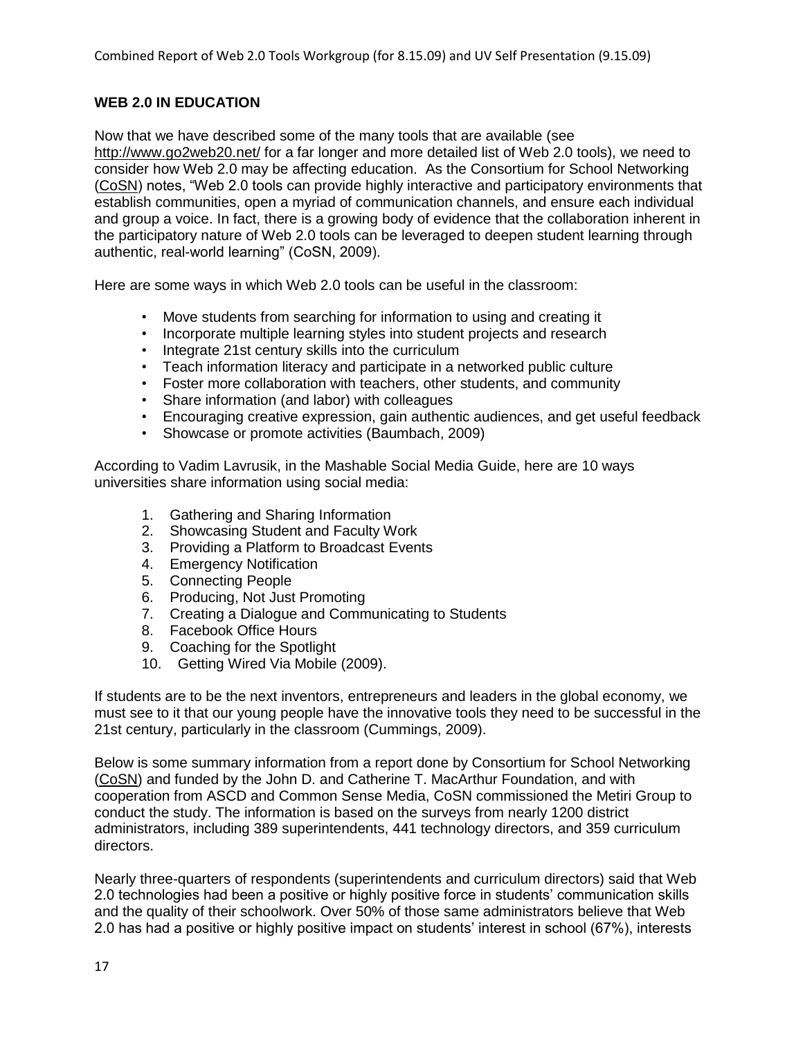## WEB 2.0 IN EDUCATION

Now that we have described some of the many tools that are available (see http://www.go2web20.net/ for a far longer and more detailed list of Web 2.0 tools), we need to consider how Web 2.0 may be affecting education. As the Consortium for School Networking (CoSN) notes, "Web 2.0 tools can provide highly interactive and participatory environments that establish communities, open a myriad of communication channels, and ensure each individual and group a voice. In fact, there is a growing body of evidence that the collaboration inherent in the participatory nature of Web 2.0 tools can be leveraged to deepen student learning through authentic, real-world learning" (CoSN, 2009).

Here are some ways in which Web 2.0 tools can be useful in the classroom:

- Move students from searching for information to using and creating it
- Incorporate multiple learning styles into student projects and research
- Integrate 21st century skills into the curriculum
- Teach information literacy and participate in a networked public culture
- Foster more collaboration with teachers, other students, and community
- Share information (and labor) with colleagues
- Encouraging creative expression, gain authentic audiences, and get useful feedback
- Showcase or promote activities (Baumbach, 2009)

According to Vadim Lavrusik, in the Mashable Social Media Guide, here are 10 ways universities share information using social media:

1. Gathering and Sharing Information
2. Showcasing Student and Faculty Work
3. Providing a Platform to Broadcast Events
4. Emergency Notification
5. Connecting People
6. Producing, Not Just Promoting
7. Creating a Dialogue and Communicating to Students
8. Facebook Office Hours
9. Coaching for the Spotlight
10. Getting Wired Via Mobile (2009).

If students are to be the next inventors, entrepreneurs and leaders in the global economy, we must see to it that our young people have the innovative tools they need to be successful in the 21st century, particularly in the classroom (Cummings, 2009).

Below is some summary information from a report done by Consortium for School Networking (CoSN) and funded by the John D. and Catherine T. MacArthur Foundation, and with cooperation from ASCD and Common Sense Media, CoSN commissioned the Metiri Group to conduct the study. The information is based on the surveys from nearly 1200 district administrators, including 389 superintendents, 441 technology directors, and 359 curriculum directors.

Nearly three-quarters of respondents (superintendents and curriculum directors) said that Web 2.0 technologies had been a positive or highly positive force in students' communication skills and the quality of their schoolwork. Over 50% of those same administrators believe that Web 2.0 has had a positive or highly positive impact on students' interest in school (67%), interests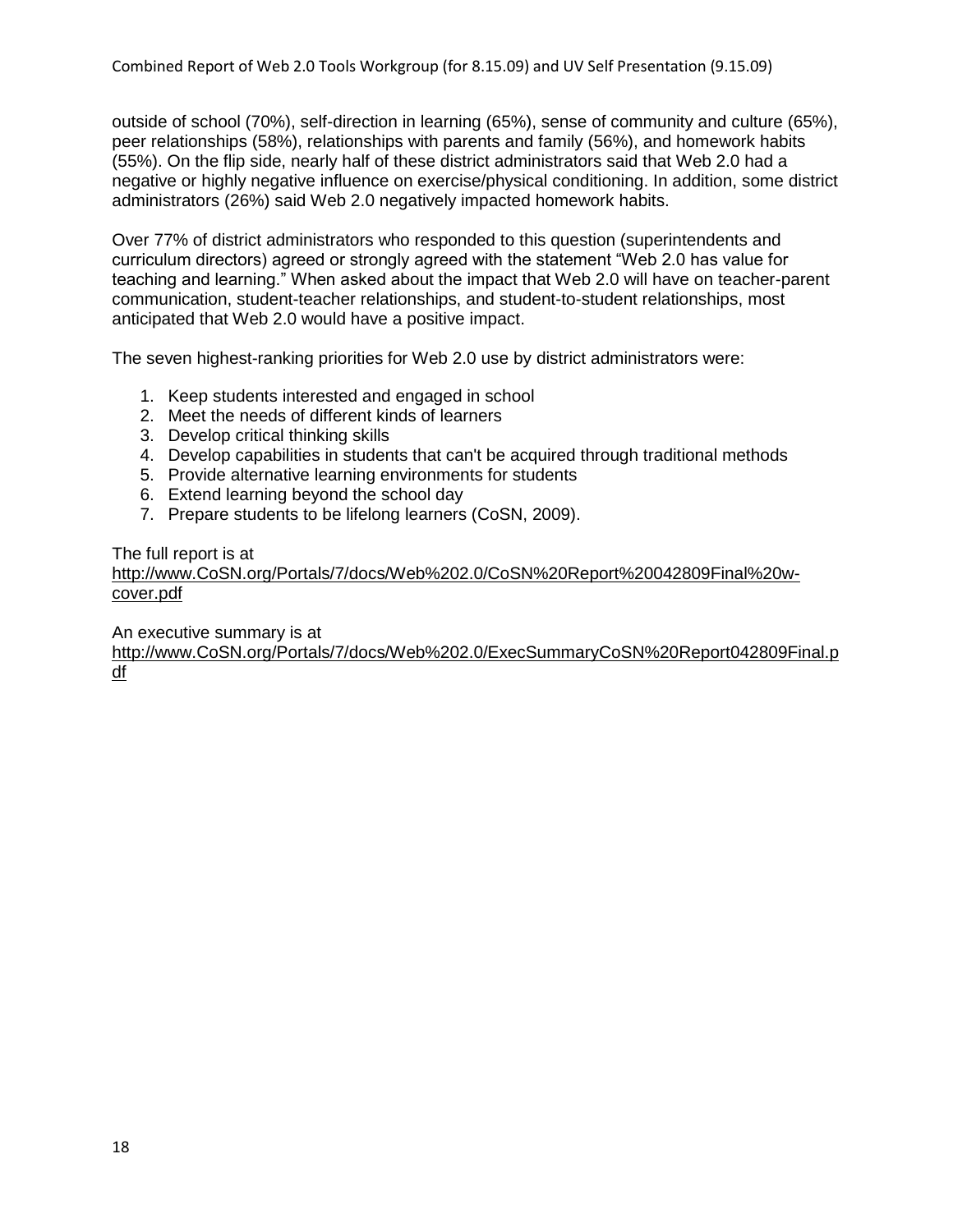outside of school (70%), self-direction in learning (65%), sense of community and culture (65%), peer relationships (58%), relationships with parents and family (56%), and homework habits (55%). On the flip side, nearly half of these district administrators said that Web 2.0 had a negative or highly negative influence on exercise/physical conditioning. In addition, some district administrators (26%) said Web 2.0 negatively impacted homework habits.

Over 77% of district administrators who responded to this question (superintendents and curriculum directors) agreed or strongly agreed with the statement "Web 2.0 has value for teaching and learning." When asked about the impact that Web 2.0 will have on teacher-parent communication, student-teacher relationships, and student-to-student relationships, most anticipated that Web 2.0 would have a positive impact.

The seven highest-ranking priorities for Web 2.0 use by district administrators were:

1. Keep students interested and engaged in school
2. Meet the needs of different kinds of learners
3. Develop critical thinking skills
4. Develop capabilities in students that can't be acquired through traditional methods
5. Provide alternative learning environments for students
6. Extend learning beyond the school day
7. Prepare students to be lifelong learners (CoSN, 2009).

The full report is at
http://www.CoSN.org/Portals/7/docs/Web%202.0/CoSN%20Report%20042809Final%20w-cover.pdf

An executive summary is at
http://www.CoSN.org/Portals/7/docs/Web%202.0/ExecSummaryCoSN%20Report042809Final.pdf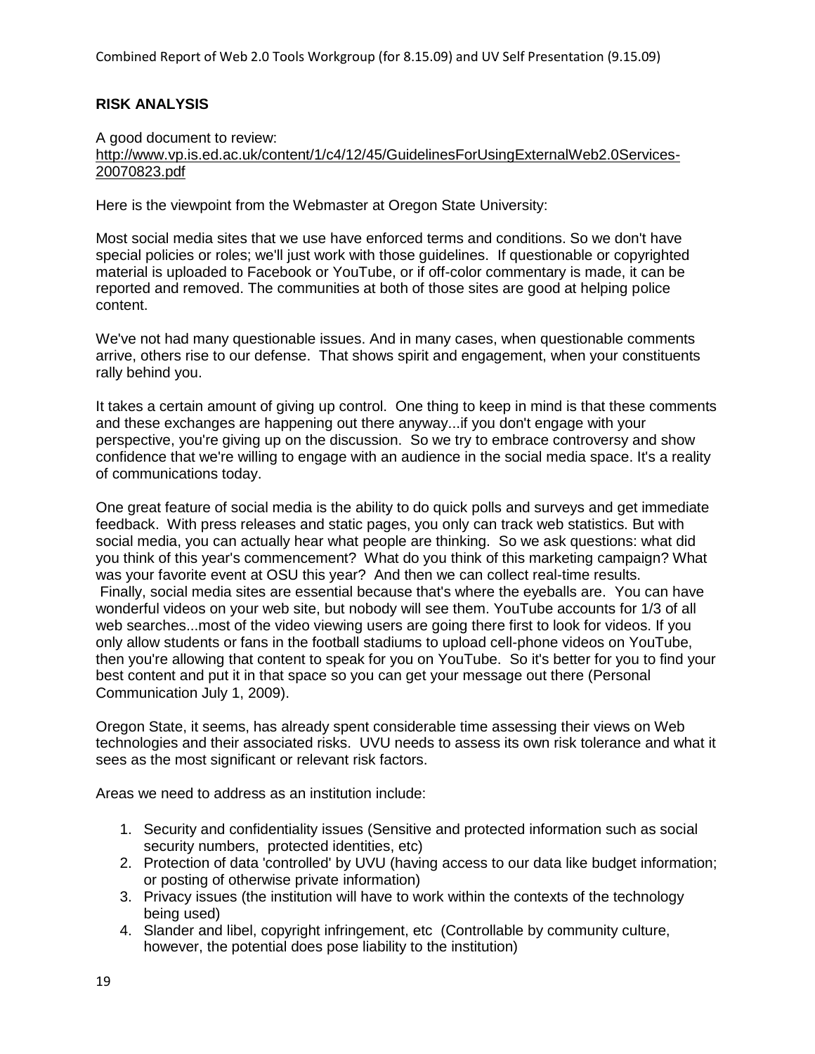## RISK ANALYSIS

A good document to review:
http://www.vp.is.ed.ac.uk/content/1/c4/12/45/GuidelinesForUsingExternalWeb2.0Services-20070823.pdf

Here is the viewpoint from the Webmaster at Oregon State University:

Most social media sites that we use have enforced terms and conditions. So we don't have special policies or roles; we'll just work with those guidelines. If questionable or copyrighted material is uploaded to Facebook or YouTube, or if off-color commentary is made, it can be reported and removed. The communities at both of those sites are good at helping police content.

We've not had many questionable issues. And in many cases, when questionable comments arrive, others rise to our defense. That shows spirit and engagement, when your constituents rally behind you.

It takes a certain amount of giving up control. One thing to keep in mind is that these comments and these exchanges are happening out there anyway...if you don't engage with your perspective, you're giving up on the discussion. So we try to embrace controversy and show confidence that we're willing to engage with an audience in the social media space. It's a reality of communications today.

One great feature of social media is the ability to do quick polls and surveys and get immediate feedback. With press releases and static pages, you only can track web statistics. But with social media, you can actually hear what people are thinking. So we ask questions: what did you think of this year's commencement? What do you think of this marketing campaign? What was your favorite event at OSU this year? And then we can collect real-time results.
Finally, social media sites are essential because that's where the eyeballs are. You can have wonderful videos on your web site, but nobody will see them. YouTube accounts for 1/3 of all web searches...most of the video viewing users are going there first to look for videos. If you only allow students or fans in the football stadiums to upload cell-phone videos on YouTube, then you're allowing that content to speak for you on YouTube. So it's better for you to find your best content and put it in that space so you can get your message out there (Personal Communication July 1, 2009).

Oregon State, it seems, has already spent considerable time assessing their views on Web technologies and their associated risks. UVU needs to assess its own risk tolerance and what it sees as the most significant or relevant risk factors.

Areas we need to address as an institution include:

1. Security and confidentiality issues (Sensitive and protected information such as social security numbers, protected identities, etc)
2. Protection of data 'controlled' by UVU (having access to our data like budget information; or posting of otherwise private information)
3. Privacy issues (the institution will have to work within the contexts of the technology being used)
4. Slander and libel, copyright infringement, etc (Controllable by community culture, however, the potential does pose liability to the institution)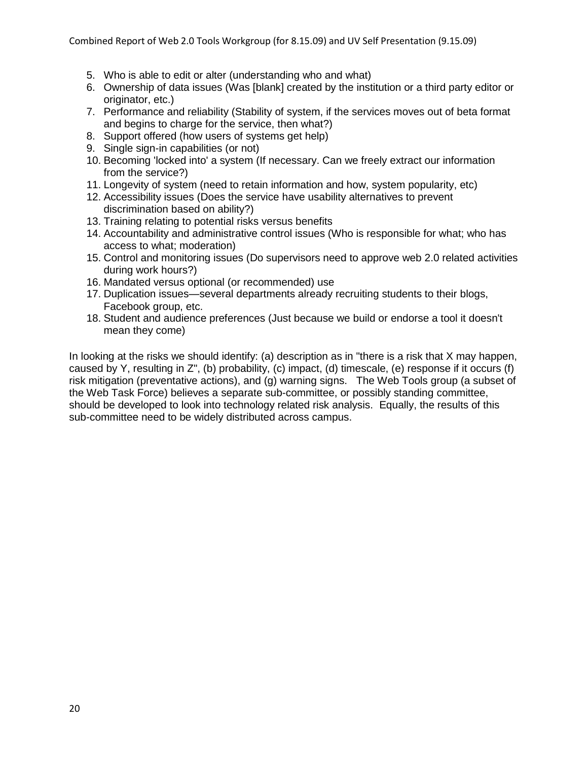5. Who is able to edit or alter (understanding who and what)
6. Ownership of data issues (Was [blank] created by the institution or a third party editor or originator, etc.)
7. Performance and reliability (Stability of system, if the services moves out of beta format and begins to charge for the service, then what?)
8. Support offered (how users of systems get help)
9. Single sign-in capabilities (or not)
10. Becoming 'locked into' a system (If necessary. Can we freely extract our information from the service?)
11. Longevity of system (need to retain information and how, system popularity, etc)
12. Accessibility issues (Does the service have usability alternatives to prevent discrimination based on ability?)
13. Training relating to potential risks versus benefits
14. Accountability and administrative control issues (Who is responsible for what; who has access to what; moderation)
15. Control and monitoring issues (Do supervisors need to approve web 2.0 related activities during work hours?)
16. Mandated versus optional (or recommended) use
17. Duplication issues—several departments already recruiting students to their blogs, Facebook group, etc.
18. Student and audience preferences (Just because we build or endorse a tool it doesn't mean they come)

In looking at the risks we should identify: (a) description as in "there is a risk that X may happen, caused by Y, resulting in Z", (b) probability, (c) impact, (d) timescale, (e) response if it occurs (f) risk mitigation (preventative actions), and (g) warning signs. The Web Tools group (a subset of the Web Task Force) believes a separate sub-committee, or possibly standing committee, should be developed to look into technology related risk analysis. Equally, the results of this sub-committee need to be widely distributed across campus.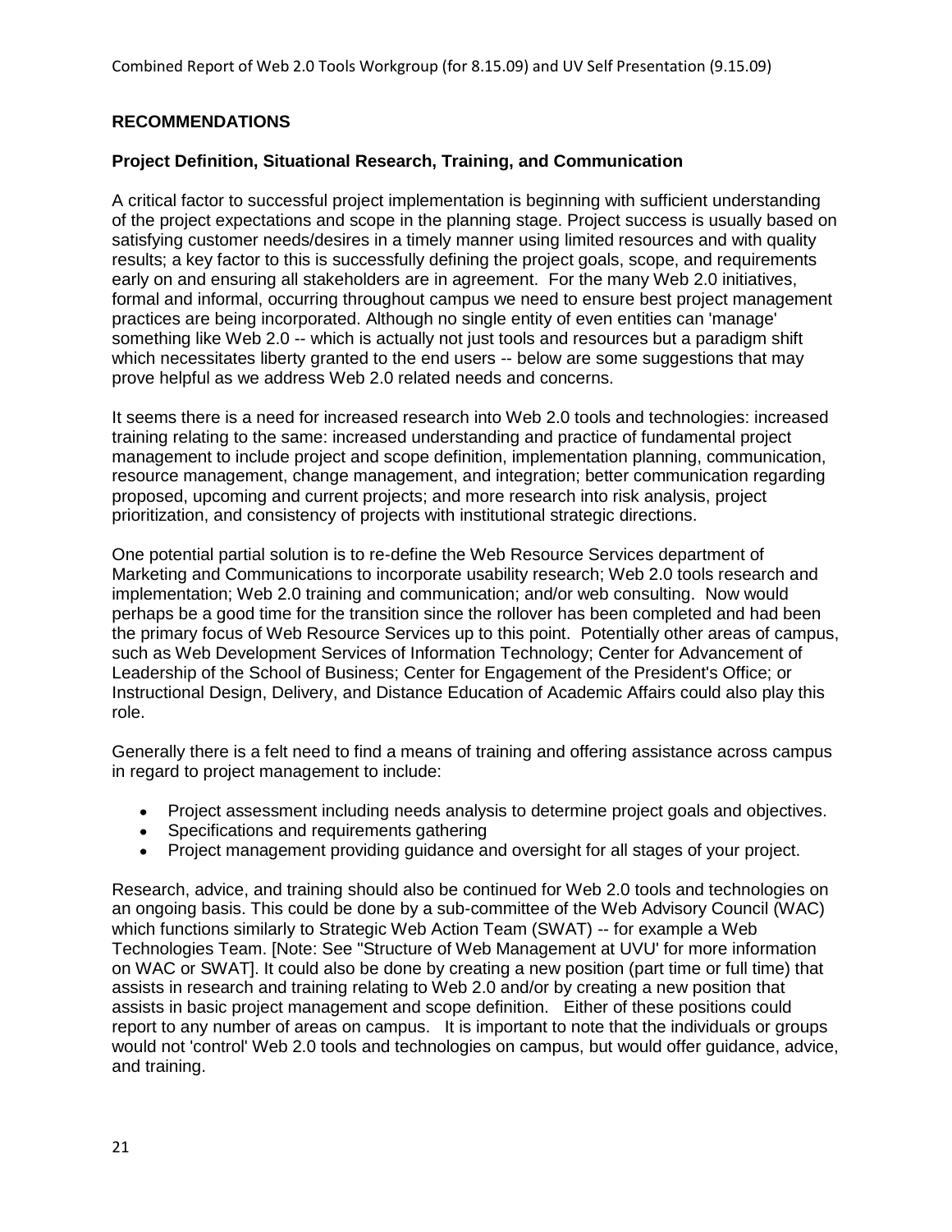## RECOMMENDATIONS

### Project Definition, Situational Research, Training, and Communication

A critical factor to successful project implementation is beginning with sufficient understanding of the project expectations and scope in the planning stage. Project success is usually based on satisfying customer needs/desires in a timely manner using limited resources and with quality results; a key factor to this is successfully defining the project goals, scope, and requirements early on and ensuring all stakeholders are in agreement. For the many Web 2.0 initiatives, formal and informal, occurring throughout campus we need to ensure best project management practices are being incorporated. Although no single entity of even entities can 'manage' something like Web 2.0 -- which is actually not just tools and resources but a paradigm shift which necessitates liberty granted to the end users -- below are some suggestions that may prove helpful as we address Web 2.0 related needs and concerns.

It seems there is a need for increased research into Web 2.0 tools and technologies: increased training relating to the same: increased understanding and practice of fundamental project management to include project and scope definition, implementation planning, communication, resource management, change management, and integration; better communication regarding proposed, upcoming and current projects; and more research into risk analysis, project prioritization, and consistency of projects with institutional strategic directions.

One potential partial solution is to re-define the Web Resource Services department of Marketing and Communications to incorporate usability research; Web 2.0 tools research and implementation; Web 2.0 training and communication; and/or web consulting. Now would perhaps be a good time for the transition since the rollover has been completed and had been the primary focus of Web Resource Services up to this point. Potentially other areas of campus, such as Web Development Services of Information Technology; Center for Advancement of Leadership of the School of Business; Center for Engagement of the President's Office; or Instructional Design, Delivery, and Distance Education of Academic Affairs could also play this role.

Generally there is a felt need to find a means of training and offering assistance across campus in regard to project management to include:

- Project assessment including needs analysis to determine project goals and objectives.
- Specifications and requirements gathering
- Project management providing guidance and oversight for all stages of your project.

Research, advice, and training should also be continued for Web 2.0 tools and technologies on an ongoing basis. This could be done by a sub-committee of the Web Advisory Council (WAC) which functions similarly to Strategic Web Action Team (SWAT) -- for example a Web Technologies Team. [Note: See "Structure of Web Management at UVU' for more information on WAC or SWAT]. It could also be done by creating a new position (part time or full time) that assists in research and training relating to Web 2.0 and/or by creating a new position that assists in basic project management and scope definition. Either of these positions could report to any number of areas on campus. It is important to note that the individuals or groups would not 'control' Web 2.0 tools and technologies on campus, but would offer guidance, advice, and training.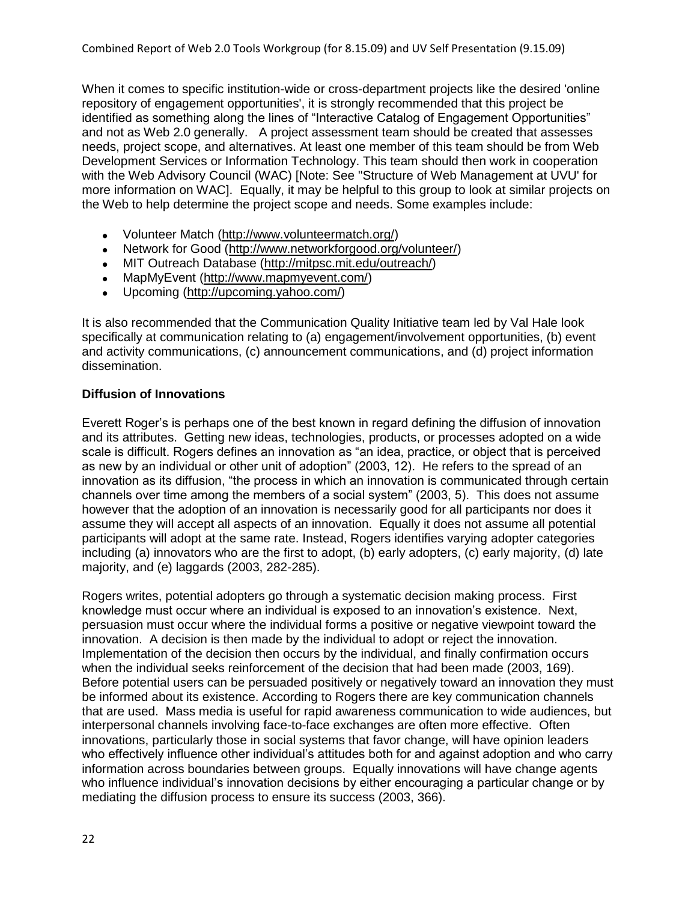When it comes to specific institution-wide or cross-department projects like the desired 'online repository of engagement opportunities', it is strongly recommended that this project be identified as something along the lines of "Interactive Catalog of Engagement Opportunities" and not as Web 2.0 generally. A project assessment team should be created that assesses needs, project scope, and alternatives. At least one member of this team should be from Web Development Services or Information Technology. This team should then work in cooperation with the Web Advisory Council (WAC) [Note: See "Structure of Web Management at UVU' for more information on WAC]. Equally, it may be helpful to this group to look at similar projects on the Web to help determine the project scope and needs. Some examples include:

- Volunteer Match (http://www.volunteermatch.org/)
- Network for Good (http://www.networkforgood.org/volunteer/)
- MIT Outreach Database (http://mitpsc.mit.edu/outreach/)
- MapMyEvent (http://www.mapmyevent.com/)
- Upcoming (http://upcoming.yahoo.com/)

It is also recommended that the Communication Quality Initiative team led by Val Hale look specifically at communication relating to (a) engagement/involvement opportunities, (b) event and activity communications, (c) announcement communications, and (d) project information dissemination.

**Diffusion of Innovations**

Everett Roger's is perhaps one of the best known in regard defining the diffusion of innovation and its attributes. Getting new ideas, technologies, products, or processes adopted on a wide scale is difficult. Rogers defines an innovation as "an idea, practice, or object that is perceived as new by an individual or other unit of adoption" (2003, 12). He refers to the spread of an innovation as its diffusion, "the process in which an innovation is communicated through certain channels over time among the members of a social system" (2003, 5). This does not assume however that the adoption of an innovation is necessarily good for all participants nor does it assume they will accept all aspects of an innovation. Equally it does not assume all potential participants will adopt at the same rate. Instead, Rogers identifies varying adopter categories including (a) innovators who are the first to adopt, (b) early adopters, (c) early majority, (d) late majority, and (e) laggards (2003, 282-285).

Rogers writes, potential adopters go through a systematic decision making process. First knowledge must occur where an individual is exposed to an innovation's existence. Next, persuasion must occur where the individual forms a positive or negative viewpoint toward the innovation. A decision is then made by the individual to adopt or reject the innovation. Implementation of the decision then occurs by the individual, and finally confirmation occurs when the individual seeks reinforcement of the decision that had been made (2003, 169). Before potential users can be persuaded positively or negatively toward an innovation they must be informed about its existence. According to Rogers there are key communication channels that are used. Mass media is useful for rapid awareness communication to wide audiences, but interpersonal channels involving face-to-face exchanges are often more effective. Often innovations, particularly those in social systems that favor change, will have opinion leaders who effectively influence other individual's attitudes both for and against adoption and who carry information across boundaries between groups. Equally innovations will have change agents who influence individual's innovation decisions by either encouraging a particular change or by mediating the diffusion process to ensure its success (2003, 366).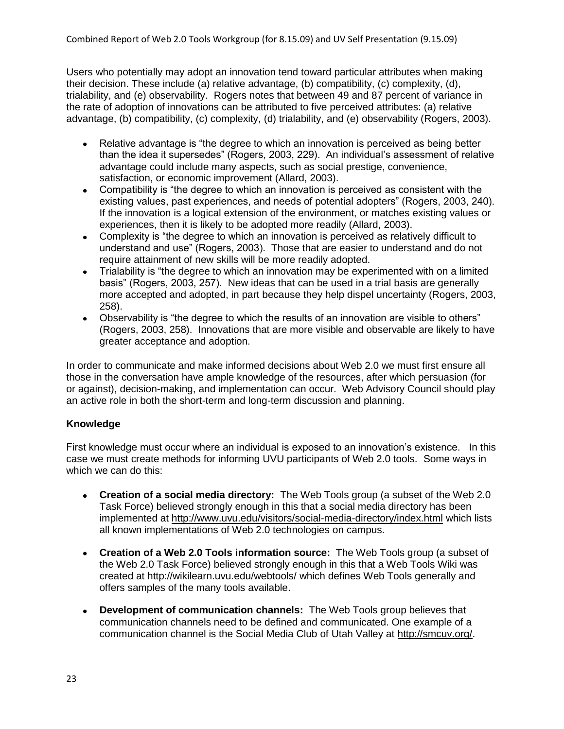Users who potentially may adopt an innovation tend toward particular attributes when making their decision. These include (a) relative advantage, (b) compatibility, (c) complexity, (d), trialability, and (e) observability. Rogers notes that between 49 and 87 percent of variance in the rate of adoption of innovations can be attributed to five perceived attributes: (a) relative advantage, (b) compatibility, (c) complexity, (d) trialability, and (e) observability (Rogers, 2003).

- Relative advantage is "the degree to which an innovation is perceived as being better than the idea it supersedes" (Rogers, 2003, 229). An individual's assessment of relative advantage could include many aspects, such as social prestige, convenience, satisfaction, or economic improvement (Allard, 2003).
- Compatibility is "the degree to which an innovation is perceived as consistent with the existing values, past experiences, and needs of potential adopters" (Rogers, 2003, 240). If the innovation is a logical extension of the environment, or matches existing values or experiences, then it is likely to be adopted more readily (Allard, 2003).
- Complexity is "the degree to which an innovation is perceived as relatively difficult to understand and use" (Rogers, 2003). Those that are easier to understand and do not require attainment of new skills will be more readily adopted.
- Trialability is "the degree to which an innovation may be experimented with on a limited basis" (Rogers, 2003, 257). New ideas that can be used in a trial basis are generally more accepted and adopted, in part because they help dispel uncertainty (Rogers, 2003, 258).
- Observability is "the degree to which the results of an innovation are visible to others" (Rogers, 2003, 258). Innovations that are more visible and observable are likely to have greater acceptance and adoption.

In order to communicate and make informed decisions about Web 2.0 we must first ensure all those in the conversation have ample knowledge of the resources, after which persuasion (for or against), decision-making, and implementation can occur. Web Advisory Council should play an active role in both the short-term and long-term discussion and planning.

### Knowledge

First knowledge must occur where an individual is exposed to an innovation's existence. In this case we must create methods for informing UVU participants of Web 2.0 tools. Some ways in which we can do this:

- **Creation of a social media directory:** The Web Tools group (a subset of the Web 2.0 Task Force) believed strongly enough in this that a social media directory has been implemented at http://www.uvu.edu/visitors/social-media-directory/index.html which lists all known implementations of Web 2.0 technologies on campus.

- **Creation of a Web 2.0 Tools information source:** The Web Tools group (a subset of the Web 2.0 Task Force) believed strongly enough in this that a Web Tools Wiki was created at http://wikilearn.uvu.edu/webtools/ which defines Web Tools generally and offers samples of the many tools available.

- **Development of communication channels:** The Web Tools group believes that communication channels need to be defined and communicated. One example of a communication channel is the Social Media Club of Utah Valley at http://smcuv.org/.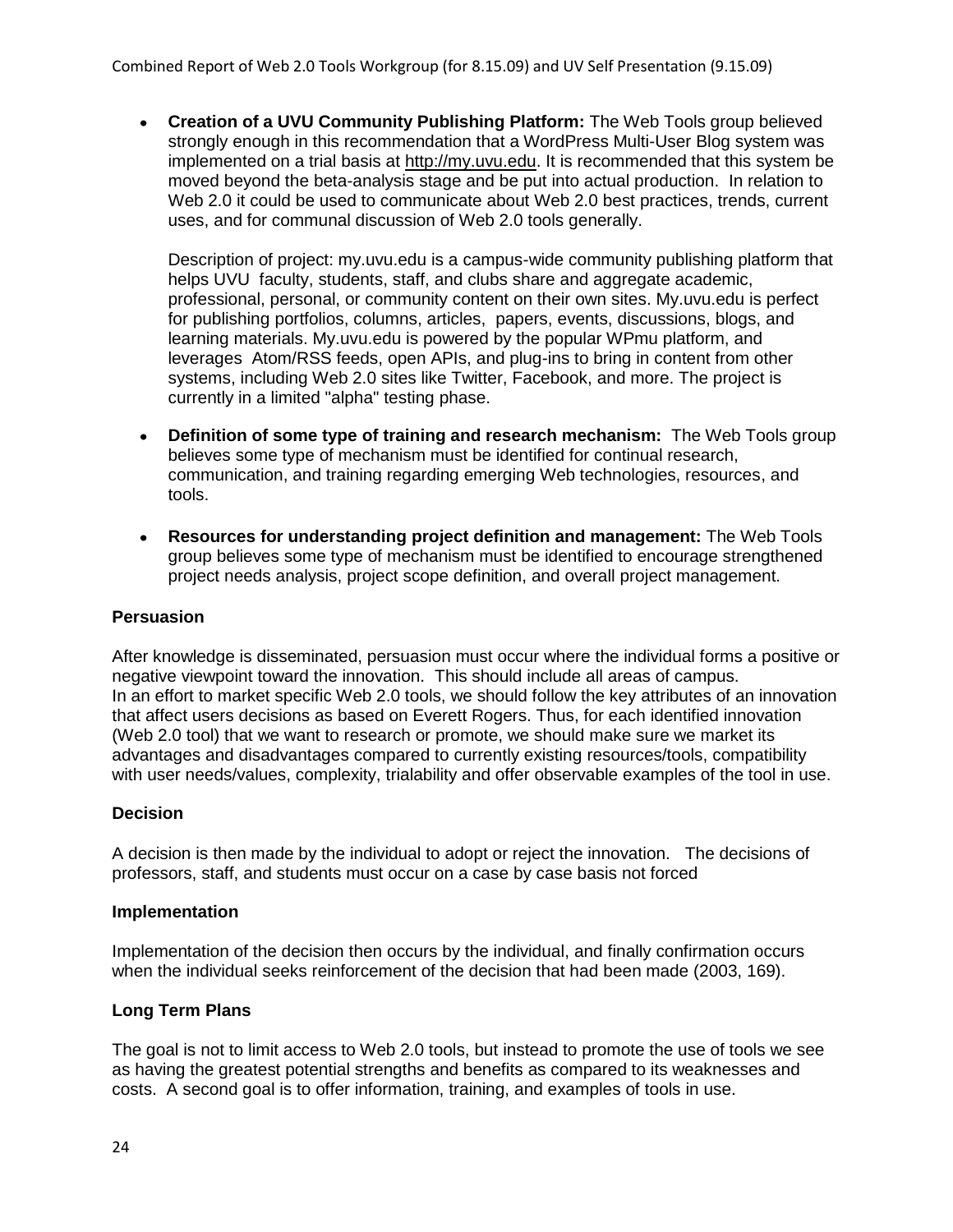- **Creation of a UVU Community Publishing Platform:** The Web Tools group believed strongly enough in this recommendation that a WordPress Multi-User Blog system was implemented on a trial basis at http://my.uvu.edu. It is recommended that this system be moved beyond the beta-analysis stage and be put into actual production. In relation to Web 2.0 it could be used to communicate about Web 2.0 best practices, trends, current uses, and for communal discussion of Web 2.0 tools generally.

  Description of project: my.uvu.edu is a campus-wide community publishing platform that helps UVU faculty, students, staff, and clubs share and aggregate academic, professional, personal, or community content on their own sites. My.uvu.edu is perfect for publishing portfolios, columns, articles, papers, events, discussions, blogs, and learning materials. My.uvu.edu is powered by the popular WPmu platform, and leverages Atom/RSS feeds, open APIs, and plug-ins to bring in content from other systems, including Web 2.0 sites like Twitter, Facebook, and more. The project is currently in a limited "alpha" testing phase.

- **Definition of some type of training and research mechanism:** The Web Tools group believes some type of mechanism must be identified for continual research, communication, and training regarding emerging Web technologies, resources, and tools.

- **Resources for understanding project definition and management:** The Web Tools group believes some type of mechanism must be identified to encourage strengthened project needs analysis, project scope definition, and overall project management.

### Persuasion

After knowledge is disseminated, persuasion must occur where the individual forms a positive or negative viewpoint toward the innovation. This should include all areas of campus.
In an effort to market specific Web 2.0 tools, we should follow the key attributes of an innovation that affect users decisions as based on Everett Rogers. Thus, for each identified innovation (Web 2.0 tool) that we want to research or promote, we should make sure we market its advantages and disadvantages compared to currently existing resources/tools, compatibility with user needs/values, complexity, trialability and offer observable examples of the tool in use.

### Decision

A decision is then made by the individual to adopt or reject the innovation. The decisions of professors, staff, and students must occur on a case by case basis not forced

### Implementation

Implementation of the decision then occurs by the individual, and finally confirmation occurs when the individual seeks reinforcement of the decision that had been made (2003, 169).

### Long Term Plans

The goal is not to limit access to Web 2.0 tools, but instead to promote the use of tools we see as having the greatest potential strengths and benefits as compared to its weaknesses and costs. A second goal is to offer information, training, and examples of tools in use.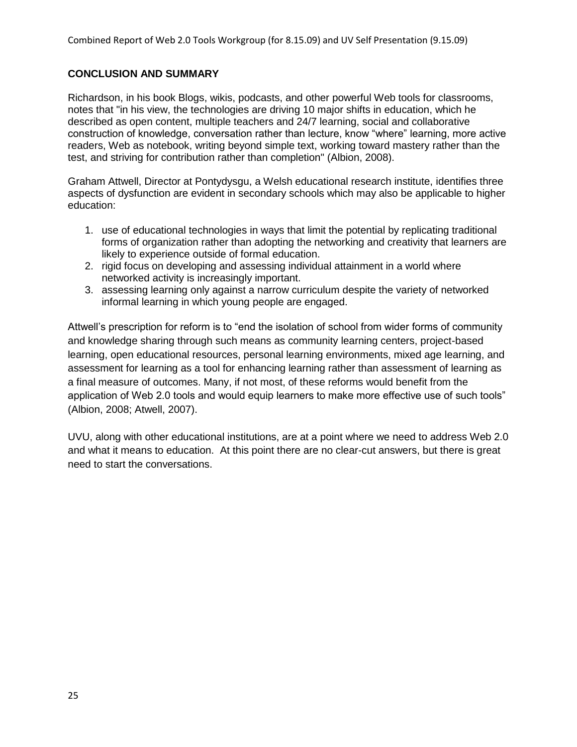## CONCLUSION AND SUMMARY

Richardson, in his book Blogs, wikis, podcasts, and other powerful Web tools for classrooms, notes that "in his view, the technologies are driving 10 major shifts in education, which he described as open content, multiple teachers and 24/7 learning, social and collaborative construction of knowledge, conversation rather than lecture, know "where" learning, more active readers, Web as notebook, writing beyond simple text, working toward mastery rather than the test, and striving for contribution rather than completion" (Albion, 2008).

Graham Attwell, Director at Pontydysgu, a Welsh educational research institute, identifies three aspects of dysfunction are evident in secondary schools which may also be applicable to higher education:

1. use of educational technologies in ways that limit the potential by replicating traditional forms of organization rather than adopting the networking and creativity that learners are likely to experience outside of formal education.
2. rigid focus on developing and assessing individual attainment in a world where networked activity is increasingly important.
3. assessing learning only against a narrow curriculum despite the variety of networked informal learning in which young people are engaged.

Attwell's prescription for reform is to "end the isolation of school from wider forms of community and knowledge sharing through such means as community learning centers, project-based learning, open educational resources, personal learning environments, mixed age learning, and assessment for learning as a tool for enhancing learning rather than assessment of learning as a final measure of outcomes. Many, if not most, of these reforms would benefit from the application of Web 2.0 tools and would equip learners to make more effective use of such tools" (Albion, 2008; Atwell, 2007).

UVU, along with other educational institutions, are at a point where we need to address Web 2.0 and what it means to education. At this point there are no clear-cut answers, but there is great need to start the conversations.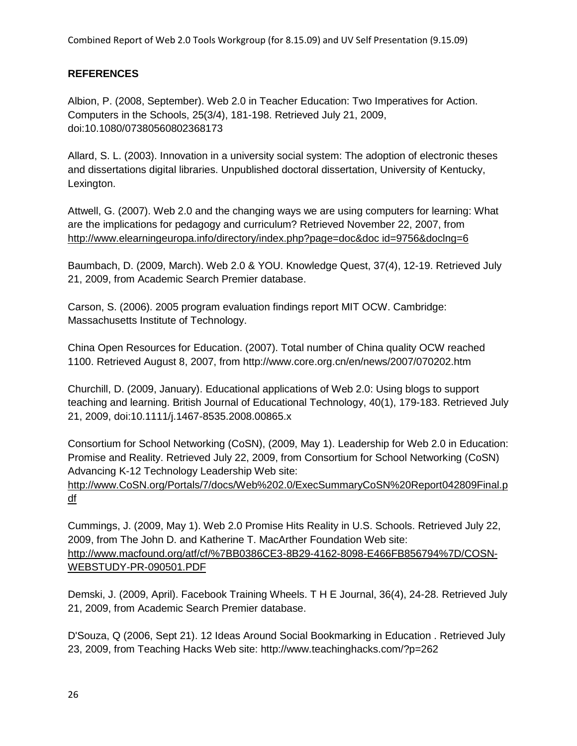## REFERENCES

Albion, P. (2008, September). Web 2.0 in Teacher Education: Two Imperatives for Action. Computers in the Schools, 25(3/4), 181-198. Retrieved July 21, 2009, doi:10.1080/07380560802368173

Allard, S. L. (2003). Innovation in a university social system: The adoption of electronic theses and dissertations digital libraries. Unpublished doctoral dissertation, University of Kentucky, Lexington.

Attwell, G. (2007). Web 2.0 and the changing ways we are using computers for learning: What are the implications for pedagogy and curriculum? Retrieved November 22, 2007, from http://www.elearningeuropa.info/directory/index.php?page=doc&doc id=9756&doclng=6

Baumbach, D. (2009, March). Web 2.0 & YOU. Knowledge Quest, 37(4), 12-19. Retrieved July 21, 2009, from Academic Search Premier database.

Carson, S. (2006). 2005 program evaluation findings report MIT OCW. Cambridge: Massachusetts Institute of Technology.

China Open Resources for Education. (2007). Total number of China quality OCW reached 1100. Retrieved August 8, 2007, from http://www.core.org.cn/en/news/2007/070202.htm

Churchill, D. (2009, January). Educational applications of Web 2.0: Using blogs to support teaching and learning. British Journal of Educational Technology, 40(1), 179-183. Retrieved July 21, 2009, doi:10.1111/j.1467-8535.2008.00865.x

Consortium for School Networking (CoSN), (2009, May 1). Leadership for Web 2.0 in Education: Promise and Reality. Retrieved July 22, 2009, from Consortium for School Networking (CoSN) Advancing K-12 Technology Leadership Web site: http://www.CoSN.org/Portals/7/docs/Web%202.0/ExecSummaryCoSN%20Report042809Final.pdf

Cummings, J. (2009, May 1). Web 2.0 Promise Hits Reality in U.S. Schools. Retrieved July 22, 2009, from The John D. and Katherine T. MacArther Foundation Web site: http://www.macfound.org/atf/cf/%7BB0386CE3-8B29-4162-8098-E466FB856794%7D/COSN-WEBSTUDY-PR-090501.PDF

Demski, J. (2009, April). Facebook Training Wheels. T H E Journal, 36(4), 24-28. Retrieved July 21, 2009, from Academic Search Premier database.

D'Souza, Q (2006, Sept 21). 12 Ideas Around Social Bookmarking in Education . Retrieved July 23, 2009, from Teaching Hacks Web site: http://www.teachinghacks.com/?p=262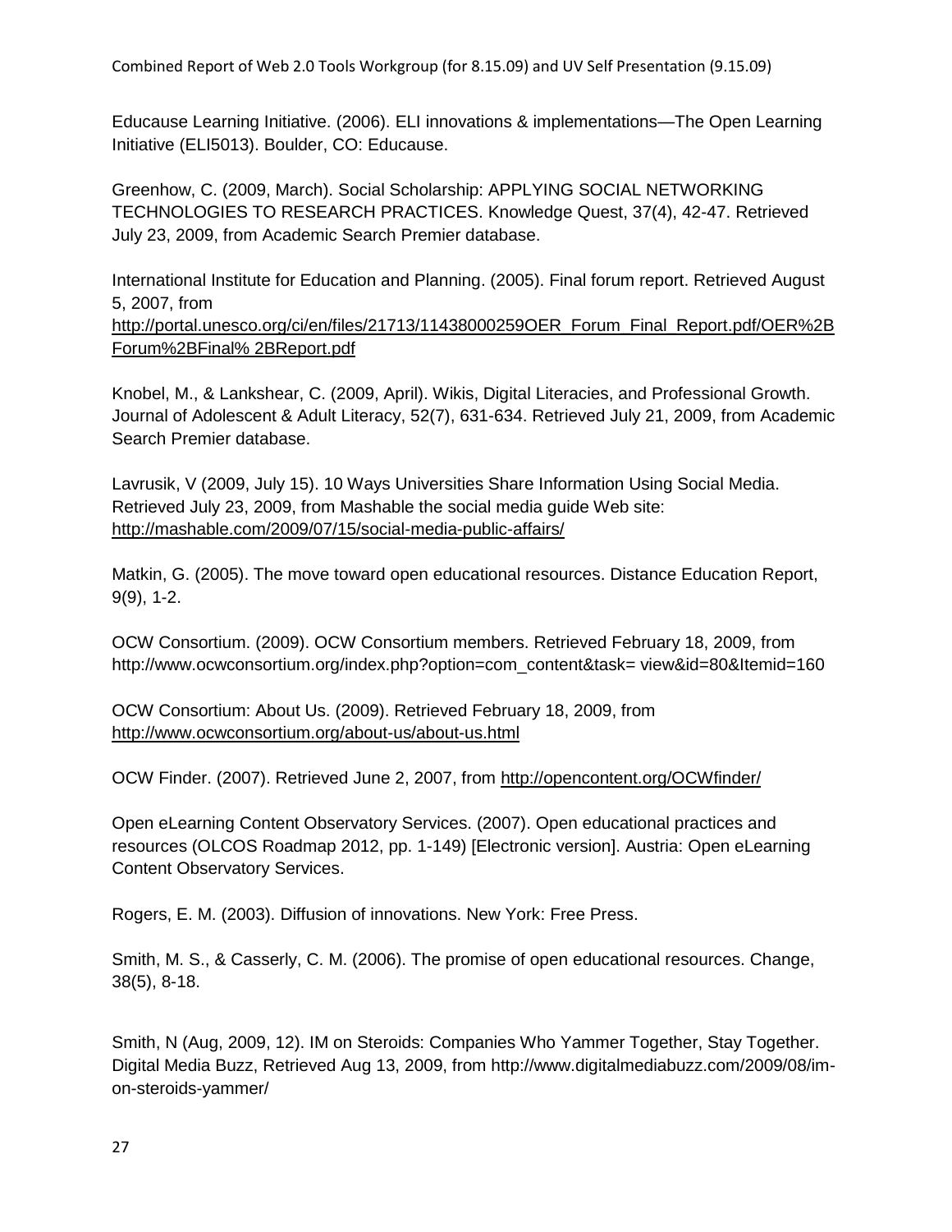Educause Learning Initiative. (2006). ELI innovations & implementations—The Open Learning Initiative (ELI5013). Boulder, CO: Educause.

Greenhow, C. (2009, March). Social Scholarship: APPLYING SOCIAL NETWORKING TECHNOLOGIES TO RESEARCH PRACTICES. Knowledge Quest, 37(4), 42-47. Retrieved July 23, 2009, from Academic Search Premier database.

International Institute for Education and Planning. (2005). Final forum report. Retrieved August 5, 2007, from http://portal.unesco.org/ci/en/files/21713/11438000259OER_Forum_Final_Report.pdf/OER%2BForum%2BFinal% 2BReport.pdf

Knobel, M., & Lankshear, C. (2009, April). Wikis, Digital Literacies, and Professional Growth. Journal of Adolescent & Adult Literacy, 52(7), 631-634. Retrieved July 21, 2009, from Academic Search Premier database.

Lavrusik, V (2009, July 15). 10 Ways Universities Share Information Using Social Media. Retrieved July 23, 2009, from Mashable the social media guide Web site: http://mashable.com/2009/07/15/social-media-public-affairs/

Matkin, G. (2005). The move toward open educational resources. Distance Education Report, 9(9), 1-2.

OCW Consortium. (2009). OCW Consortium members. Retrieved February 18, 2009, from http://www.ocwconsortium.org/index.php?option=com_content&task= view&id=80&Itemid=160

OCW Consortium: About Us. (2009). Retrieved February 18, 2009, from http://www.ocwconsortium.org/about-us/about-us.html

OCW Finder. (2007). Retrieved June 2, 2007, from http://opencontent.org/OCWfinder/

Open eLearning Content Observatory Services. (2007). Open educational practices and resources (OLCOS Roadmap 2012, pp. 1-149) [Electronic version]. Austria: Open eLearning Content Observatory Services.

Rogers, E. M. (2003). Diffusion of innovations. New York: Free Press.

Smith, M. S., & Casserly, C. M. (2006). The promise of open educational resources. Change, 38(5), 8-18.

Smith, N (Aug, 2009, 12). IM on Steroids: Companies Who Yammer Together, Stay Together. Digital Media Buzz, Retrieved Aug 13, 2009, from http://www.digitalmediabuzz.com/2009/08/im-on-steroids-yammer/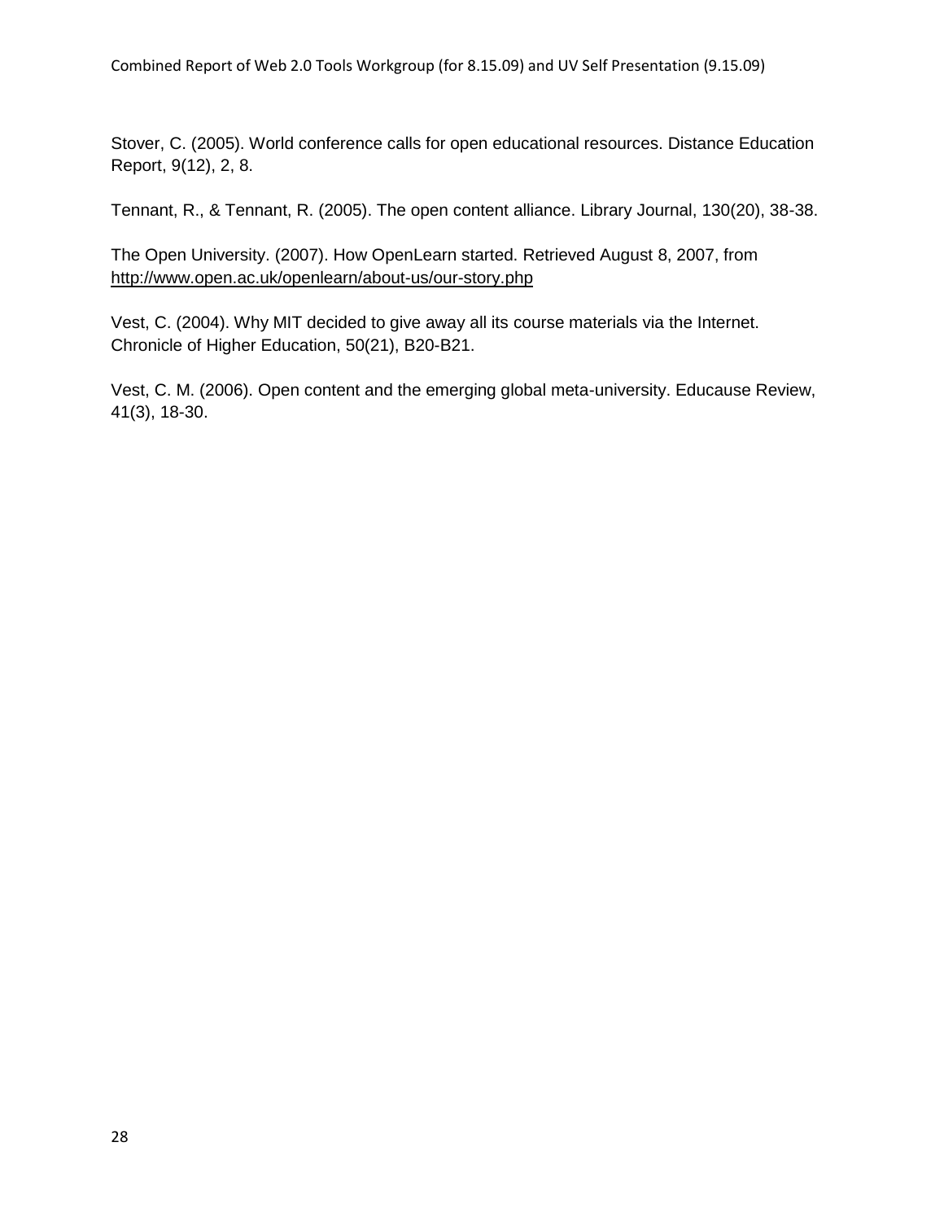Stover, C. (2005). World conference calls for open educational resources. Distance Education Report, 9(12), 2, 8.

Tennant, R., & Tennant, R. (2005). The open content alliance. Library Journal, 130(20), 38-38.

The Open University. (2007). How OpenLearn started. Retrieved August 8, 2007, from http://www.open.ac.uk/openlearn/about-us/our-story.php

Vest, C. (2004). Why MIT decided to give away all its course materials via the Internet. Chronicle of Higher Education, 50(21), B20-B21.

Vest, C. M. (2006). Open content and the emerging global meta-university. Educause Review, 41(3), 18-30.